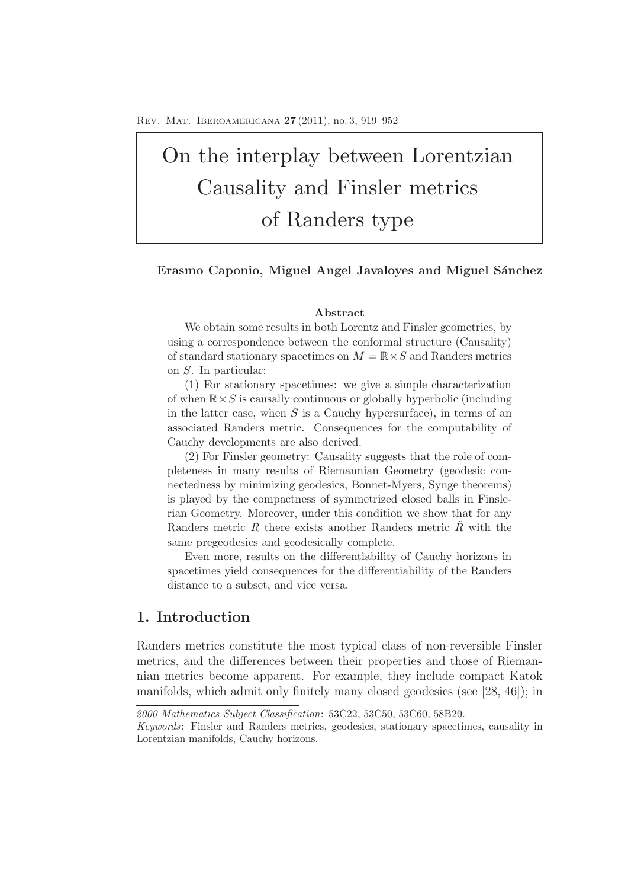# On the interplay between Lorentzian Causality and Finsler metrics of Randers type

**Erasmo Caponio, Miguel Angel Javaloyes and Miguel Sánchez**

### Abstract

We obtain some results in both Lorentz and Finsler geometries, by using a correspondence between the conformal structure (Causality) of standard stationary spacetimes on $M = \mathbb{R} \times S$ and Randers metrics on $S$. In particular:

(1) For stationary spacetimes: we give a simple characterization of when $\mathbb{R} \times S$ is causally continuous or globally hyperbolic (including in the latter case, when $S$ is a Cauchy hypersurface), in terms of an associated Randers metric. Consequences for the computability of Cauchy developments are also derived.

(2) For Finsler geometry: Causality suggests that the role of completeness in many results of Riemannian Geometry (geodesic connectedness by minimizing geodesics, Bonnet-Myers, Synge theorems) is played by the compactness of symmetrized closed balls in Finslerian Geometry. Moreover, under this condition we show that for any Randers metric $R$ there exists another Randers metric $\tilde{R}$ with the same pregeodesics and geodesically complete.

Even more, results on the differentiability of Cauchy horizons in spacetimes yield consequences for the differentiability of the Randers distance to a subset, and vice versa.

## 1. Introduction

Randers metrics constitute the most typical class of non-reversible Finsler metrics, and the differences between their properties and those of Riemannian metrics become apparent. For example, they include compact Katok manifolds, which admit only finitely many closed geodesics (see [28, 46]); in

---

*2000 Mathematics Subject Classification*: 53C22, 53C50, 53C60, 58B20.

*Keywords*: Finsler and Randers metrics, geodesics, stationary spacetimes, causality in Lorentzian manifolds, Cauchy horizons.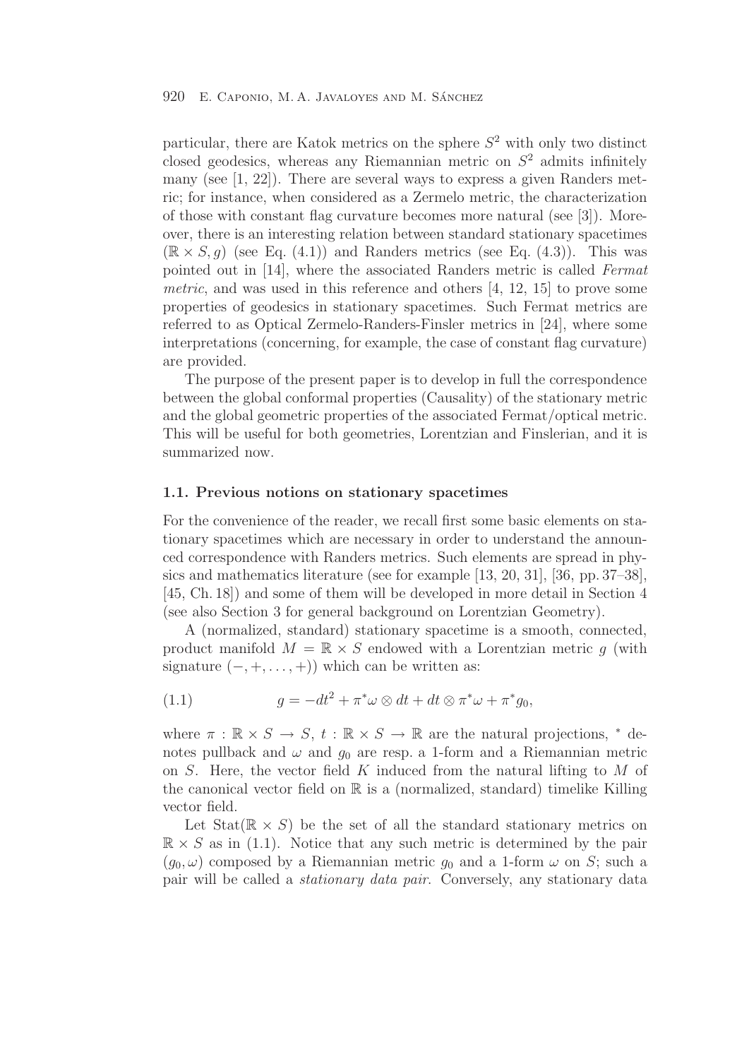particular, there are Katok metrics on the sphere $S^2$ with only two distinct closed geodesics, whereas any Riemannian metric on $S^2$ admits infinitely many (see [1, 22]). There are several ways to express a given Randers metric; for instance, when considered as a Zermelo metric, the characterization of those with constant flag curvature becomes more natural (see [3]). Moreover, there is an interesting relation between standard stationary spacetimes $(\mathbb{R} \times S, g)$ (see Eq. (4.1)) and Randers metrics (see Eq. (4.3)). This was pointed out in [14], where the associated Randers metric is called *Fermat metric*, and was used in this reference and others [4, 12, 15] to prove some properties of geodesics in stationary spacetimes. Such Fermat metrics are referred to as Optical Zermelo-Randers-Finsler metrics in [24], where some interpretations (concerning, for example, the case of constant flag curvature) are provided.

The purpose of the present paper is to develop in full the correspondence between the global conformal properties (Causality) of the stationary metric and the global geometric properties of the associated Fermat/optical metric. This will be useful for both geometries, Lorentzian and Finslerian, and it is summarized now.

### 1.1. Previous notions on stationary spacetimes

For the convenience of the reader, we recall first some basic elements on stationary spacetimes which are necessary in order to understand the announced correspondence with Randers metrics. Such elements are spread in physics and mathematics literature (see for example [13, 20, 31], [36, pp. 37–38], [45, Ch. 18]) and some of them will be developed in more detail in Section 4 (see also Section 3 for general background on Lorentzian Geometry).

A (normalized, standard) stationary spacetime is a smooth, connected, product manifold $M = \mathbb{R} \times S$ endowed with a Lorentzian metric $g$ (with signature $(-, +, \ldots, +)$) which can be written as:

$$g = -dt^2 + \pi^*\omega \otimes dt + dt \otimes \pi^*\omega + \pi^* g_0, \tag{1.1}$$

where $\pi : \mathbb{R} \times S \to S$, $t : \mathbb{R} \times S \to \mathbb{R}$ are the natural projections, $^*$ denotes pullback and $\omega$ and $g_0$ are resp. a 1-form and a Riemannian metric on $S$. Here, the vector field $K$ induced from the natural lifting to $M$ of the canonical vector field on $\mathbb{R}$ is a (normalized, standard) timelike Killing vector field.

Let $\mathrm{Stat}(\mathbb{R} \times S)$ be the set of all the standard stationary metrics on $\mathbb{R} \times S$ as in (1.1). Notice that any such metric is determined by the pair $(g_0, \omega)$ composed by a Riemannian metric $g_0$ and a 1-form $\omega$ on $S$; such a pair will be called a *stationary data pair*. Conversely, any stationary data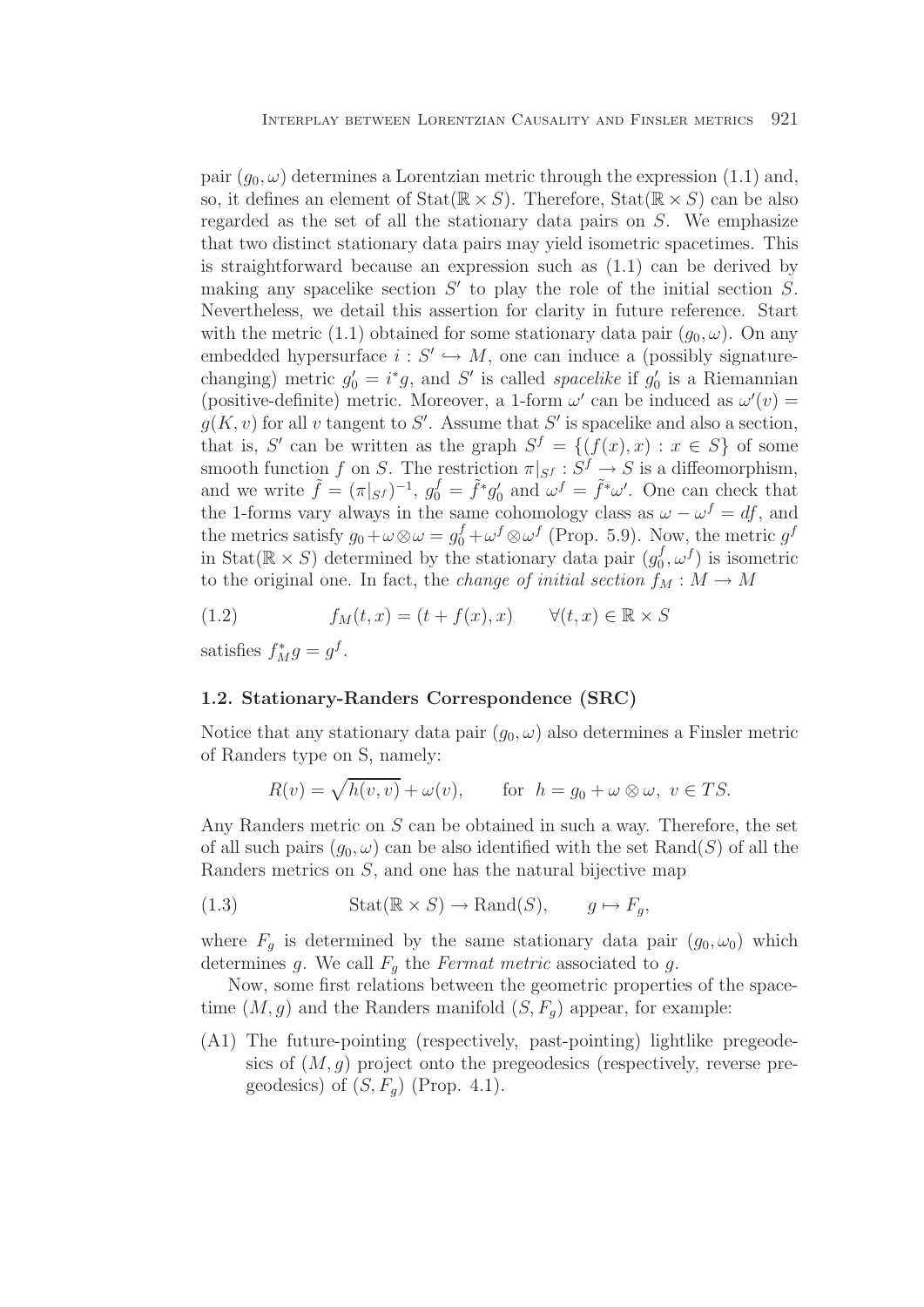pair $(g_0, \omega)$ determines a Lorentzian metric through the expression (1.1) and, so, it defines an element of $\mathrm{Stat}(\mathbb{R} \times S)$. Therefore, $\mathrm{Stat}(\mathbb{R} \times S)$ can be also regarded as the set of all the stationary data pairs on $S$. We emphasize that two distinct stationary data pairs may yield isometric spacetimes. This is straightforward because an expression such as (1.1) can be derived by making any spacelike section $S'$ to play the role of the initial section $S$. Nevertheless, we detail this assertion for clarity in future reference. Start with the metric (1.1) obtained for some stationary data pair $(g_0, \omega)$. On any embedded hypersurface $i : S' \hookrightarrow M$, one can induce a (possibly signature-changing) metric $g_0' = i^* g$, and $S'$ is called *spacelike* if $g_0'$ is a Riemannian (positive-definite) metric. Moreover, a 1-form $\omega'$ can be induced as $\omega'(v) = g(K, v)$ for all $v$ tangent to $S'$. Assume that $S'$ is spacelike and also a section, that is, $S'$ can be written as the graph $S^f = \{(f(x), x) : x \in S\}$ of some smooth function $f$ on $S$. The restriction $\pi|_{S^f} : S^f \to S$ is a diffeomorphism, and we write $\tilde{f} = (\pi|_{S^f})^{-1}$, $g_0^f = \tilde{f}^* g_0'$ and $\omega^f = \tilde{f}^* \omega'$. One can check that the 1-forms vary always in the same cohomology class as $\omega - \omega^f = df$, and the metrics satisfy $g_0 + \omega \otimes \omega = g_0^f + \omega^f \otimes \omega^f$ (Prop. 5.9). Now, the metric $g^f$ in $\mathrm{Stat}(\mathbb{R} \times S)$ determined by the stationary data pair $(g_0^f, \omega^f)$ is isometric to the original one. In fact, the *change of initial section* $f_M : M \to M$

$$f_M(t, x) = (t + f(x), x) \qquad \forall (t, x) \in \mathbb{R} \times S \tag{1.2}$$

satisfies $f_M^* g = g^f$.

### 1.2. Stationary-Randers Correspondence (SRC)

Notice that any stationary data pair $(g_0, \omega)$ also determines a Finsler metric of Randers type on S, namely:

$$R(v) = \sqrt{h(v, v)} + \omega(v), \qquad \text{for } \; h = g_0 + \omega \otimes \omega, \; v \in TS.$$

Any Randers metric on $S$ can be obtained in such a way. Therefore, the set of all such pairs $(g_0, \omega)$ can be also identified with the set $\mathrm{Rand}(S)$ of all the Randers metrics on $S$, and one has the natural bijective map

$$\mathrm{Stat}(\mathbb{R} \times S) \to \mathrm{Rand}(S), \qquad g \mapsto F_g, \tag{1.3}$$

where $F_g$ is determined by the same stationary data pair $(g_0, \omega_0)$ which determines $g$. We call $F_g$ the *Fermat metric* associated to $g$.

Now, some first relations between the geometric properties of the spacetime $(M, g)$ and the Randers manifold $(S, F_g)$ appear, for example:

(A1) The future-pointing (respectively, past-pointing) lightlike pregeodesics of $(M, g)$ project onto the pregeodesics (respectively, reverse pregeodesics) of $(S, F_g)$ (Prop. 4.1).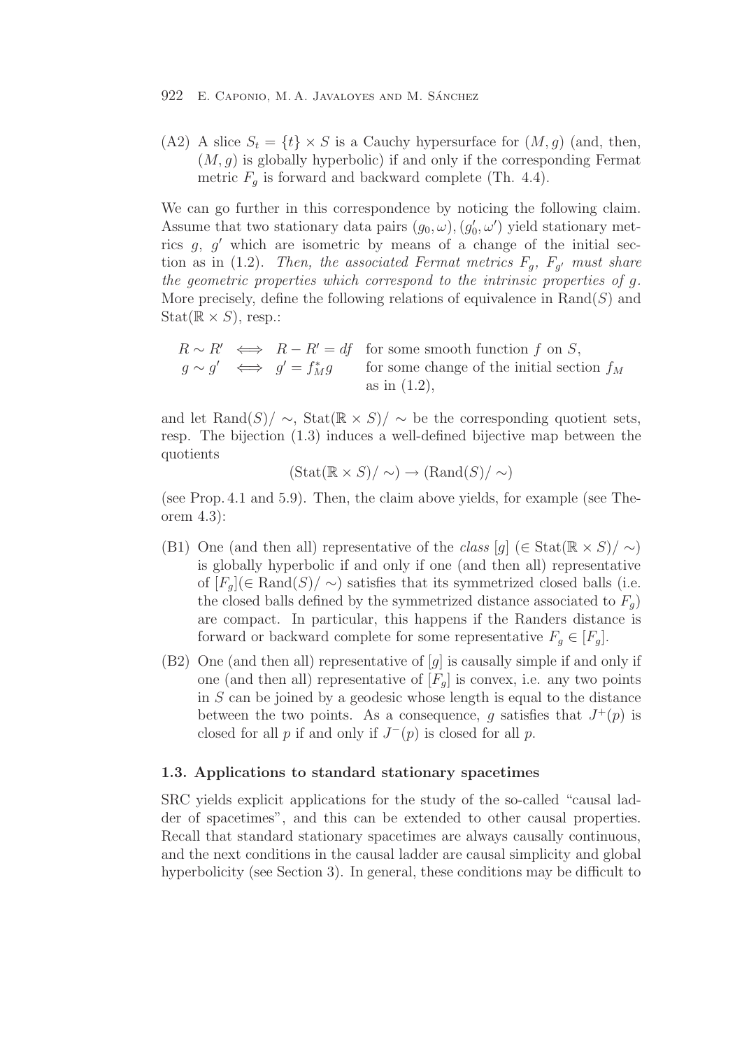(A2) A slice $S_t = \{t\} \times S$ is a Cauchy hypersurface for $(M, g)$ (and, then, $(M, g)$ is globally hyperbolic) if and only if the corresponding Fermat metric $F_g$ is forward and backward complete (Th. 4.4).

We can go further in this correspondence by noticing the following claim. Assume that two stationary data pairs $(g_0, \omega), (g_0', \omega')$ yield stationary metrics $g$, $g'$ which are isometric by means of a change of the initial section as in (1.2). *Then, the associated Fermat metrics $F_g$, $F_{g'}$ must share the geometric properties which correspond to the intrinsic properties of $g$.* More precisely, define the following relations of equivalence in $\mathrm{Rand}(S)$ and $\mathrm{Stat}(\mathbb{R} \times S)$, resp.:

$$
\begin{aligned}
R \sim R' &\iff R - R' = df \quad \text{for some smooth function } f \text{ on } S,\\
g \sim g' &\iff g' = f_M^* g \quad \text{for some change of the initial section } f_M \text{ as in (1.2),}
\end{aligned}
$$

and let $\mathrm{Rand}(S)/\sim$, $\mathrm{Stat}(\mathbb{R} \times S)/\sim$ be the corresponding quotient sets, resp. The bijection (1.3) induces a well-defined bijective map between the quotients

$$
(\mathrm{Stat}(\mathbb{R} \times S)/\sim) \to (\mathrm{Rand}(S)/\sim)
$$

(see Prop. 4.1 and 5.9). Then, the claim above yields, for example (see Theorem 4.3):

(B1) One (and then all) representative of the *class* $[g]$ ($\in \mathrm{Stat}(\mathbb{R} \times S)/\sim$) is globally hyperbolic if and only if one (and then all) representative of $[F_g]$($\in \mathrm{Rand}(S)/\sim$) satisfies that its symmetrized closed balls (i.e. the closed balls defined by the symmetrized distance associated to $F_g$) are compact. In particular, this happens if the Randers distance is forward or backward complete for some representative $F_g \in [F_g]$.

(B2) One (and then all) representative of $[g]$ is causally simple if and only if one (and then all) representative of $[F_g]$ is convex, i.e. any two points in $S$ can be joined by a geodesic whose length is equal to the distance between the two points. As a consequence, $g$ satisfies that $J^+(p)$ is closed for all $p$ if and only if $J^-(p)$ is closed for all $p$.

### 1.3. Applications to standard stationary spacetimes

SRC yields explicit applications for the study of the so-called "causal ladder of spacetimes", and this can be extended to other causal properties. Recall that standard stationary spacetimes are always causally continuous, and the next conditions in the causal ladder are causal simplicity and global hyperbolicity (see Section 3). In general, these conditions may be difficult to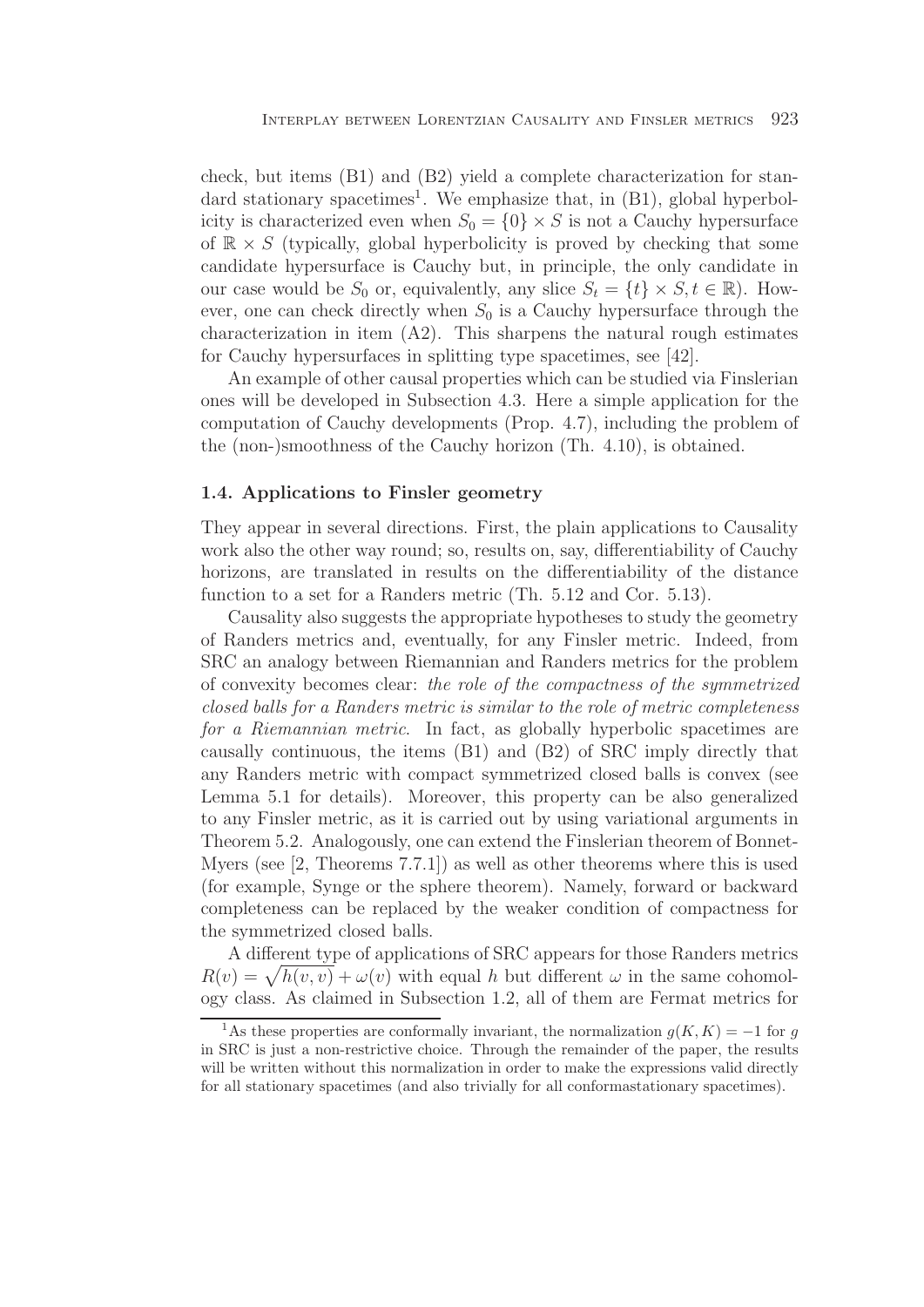check, but items (B1) and (B2) yield a complete characterization for standard stationary spacetimes[1]. We emphasize that, in (B1), global hyperbolicity is characterized even when $S_0 = \{0\} \times S$ is not a Cauchy hypersurface of $\mathbb{R} \times S$ (typically, global hyperbolicity is proved by checking that some candidate hypersurface is Cauchy but, in principle, the only candidate in our case would be $S_0$ or, equivalently, any slice $S_t = \{t\} \times S, t \in \mathbb{R}$). However, one can check directly when $S_0$ is a Cauchy hypersurface through the characterization in item (A2). This sharpens the natural rough estimates for Cauchy hypersurfaces in splitting type spacetimes, see [42].

An example of other causal properties which can be studied via Finslerian ones will be developed in Subsection 4.3. Here a simple application for the computation of Cauchy developments (Prop. 4.7), including the problem of the (non-)smoothness of the Cauchy horizon (Th. 4.10), is obtained.

### 1.4. Applications to Finsler geometry

They appear in several directions. First, the plain applications to Causality work also the other way round; so, results on, say, differentiability of Cauchy horizons, are translated in results on the differentiability of the distance function to a set for a Randers metric (Th. 5.12 and Cor. 5.13).

Causality also suggests the appropriate hypotheses to study the geometry of Randers metrics and, eventually, for any Finsler metric. Indeed, from SRC an analogy between Riemannian and Randers metrics for the problem of convexity becomes clear: *the role of the compactness of the symmetrized closed balls for a Randers metric is similar to the role of metric completeness for a Riemannian metric*. In fact, as globally hyperbolic spacetimes are causally continuous, the items (B1) and (B2) of SRC imply directly that any Randers metric with compact symmetrized closed balls is convex (see Lemma 5.1 for details). Moreover, this property can be also generalized to any Finsler metric, as it is carried out by using variational arguments in Theorem 5.2. Analogously, one can extend the Finslerian theorem of Bonnet-Myers (see [2, Theorems 7.7.1]) as well as other theorems where this is used (for example, Synge or the sphere theorem). Namely, forward or backward completeness can be replaced by the weaker condition of compactness for the symmetrized closed balls.

A different type of applications of SRC appears for those Randers metrics $R(v) = \sqrt{h(v,v)} + \omega(v)$ with equal $h$ but different $\omega$ in the same cohomology class. As claimed in Subsection 1.2, all of them are Fermat metrics for

[1] As these properties are conformally invariant, the normalization $g(K,K) = -1$ for $g$ in SRC is just a non-restrictive choice. Through the remainder of the paper, the results will be written without this normalization in order to make the expressions valid directly for all stationary spacetimes (and also trivially for all conformastationary spacetimes).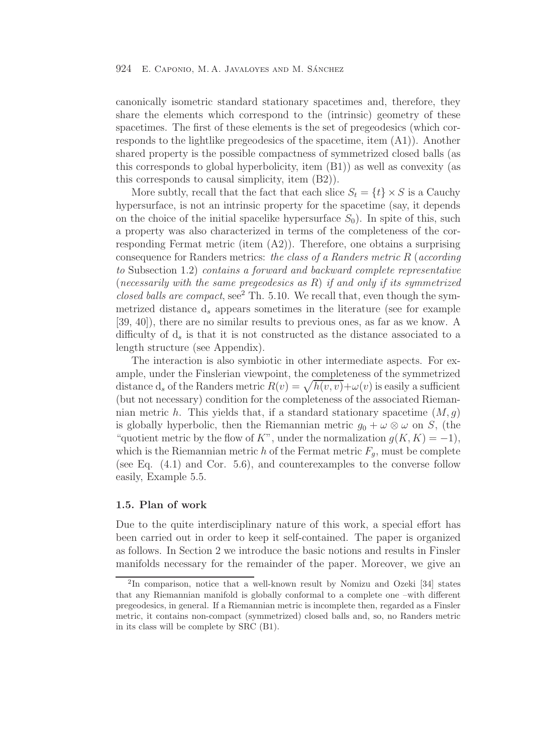canonically isometric standard stationary spacetimes and, therefore, they share the elements which correspond to the (intrinsic) geometry of these spacetimes. The first of these elements is the set of pregeodesics (which corresponds to the lightlike pregeodesics of the spacetime, item (A1)). Another shared property is the possible compactness of symmetrized closed balls (as this corresponds to global hyperbolicity, item (B1)) as well as convexity (as this corresponds to causal simplicity, item (B2)).

More subtly, recall that the fact that each slice $S_t = \{t\} \times S$ is a Cauchy hypersurface, is not an intrinsic property for the spacetime (say, it depends on the choice of the initial spacelike hypersurface $S_0$). In spite of this, such a property was also characterized in terms of the completeness of the corresponding Fermat metric (item (A2)). Therefore, one obtains a surprising consequence for Randers metrics: *the class of a Randers metric* $R$ (*according to* Subsection 1.2) *contains a forward and backward complete representative* (*necessarily with the same pregeodesics as* $R$) *if and only if its symmetrized closed balls are compact*, see[2] Th. 5.10. We recall that, even though the symmetrized distance $\mathrm{d}_s$ appears sometimes in the literature (see for example [39, 40]), there are no similar results to previous ones, as far as we know. A difficulty of $\mathrm{d}_s$ is that it is not constructed as the distance associated to a length structure (see Appendix).

The interaction is also symbiotic in other intermediate aspects. For example, under the Finslerian viewpoint, the completeness of the symmetrized distance $\mathrm{d}_s$ of the Randers metric $R(v) = \sqrt{h(v,v)}+\omega(v)$ is easily a sufficient (but not necessary) condition for the completeness of the associated Riemannian metric $h$. This yields that, if a standard stationary spacetime $(M, g)$ is globally hyperbolic, then the Riemannian metric $g_0 + \omega \otimes \omega$ on $S$, (the "quotient metric by the flow of $K$", under the normalization $g(K,K) = -1$), which is the Riemannian metric $h$ of the Fermat metric $F_g$, must be complete (see Eq. (4.1) and Cor. 5.6), and counterexamples to the converse follow easily, Example 5.5.

### 1.5. Plan of work

Due to the quite interdisciplinary nature of this work, a special effort has been carried out in order to keep it self-contained. The paper is organized as follows. In Section 2 we introduce the basic notions and results in Finsler manifolds necessary for the remainder of the paper. Moreover, we give an

---

[2] In comparison, notice that a well-known result by Nomizu and Ozeki [34] states that any Riemannian manifold is globally conformal to a complete one –with different pregeodesics, in general. If a Riemannian metric is incomplete then, regarded as a Finsler metric, it contains non-compact (symmetrized) closed balls and, so, no Randers metric in its class will be complete by SRC (B1).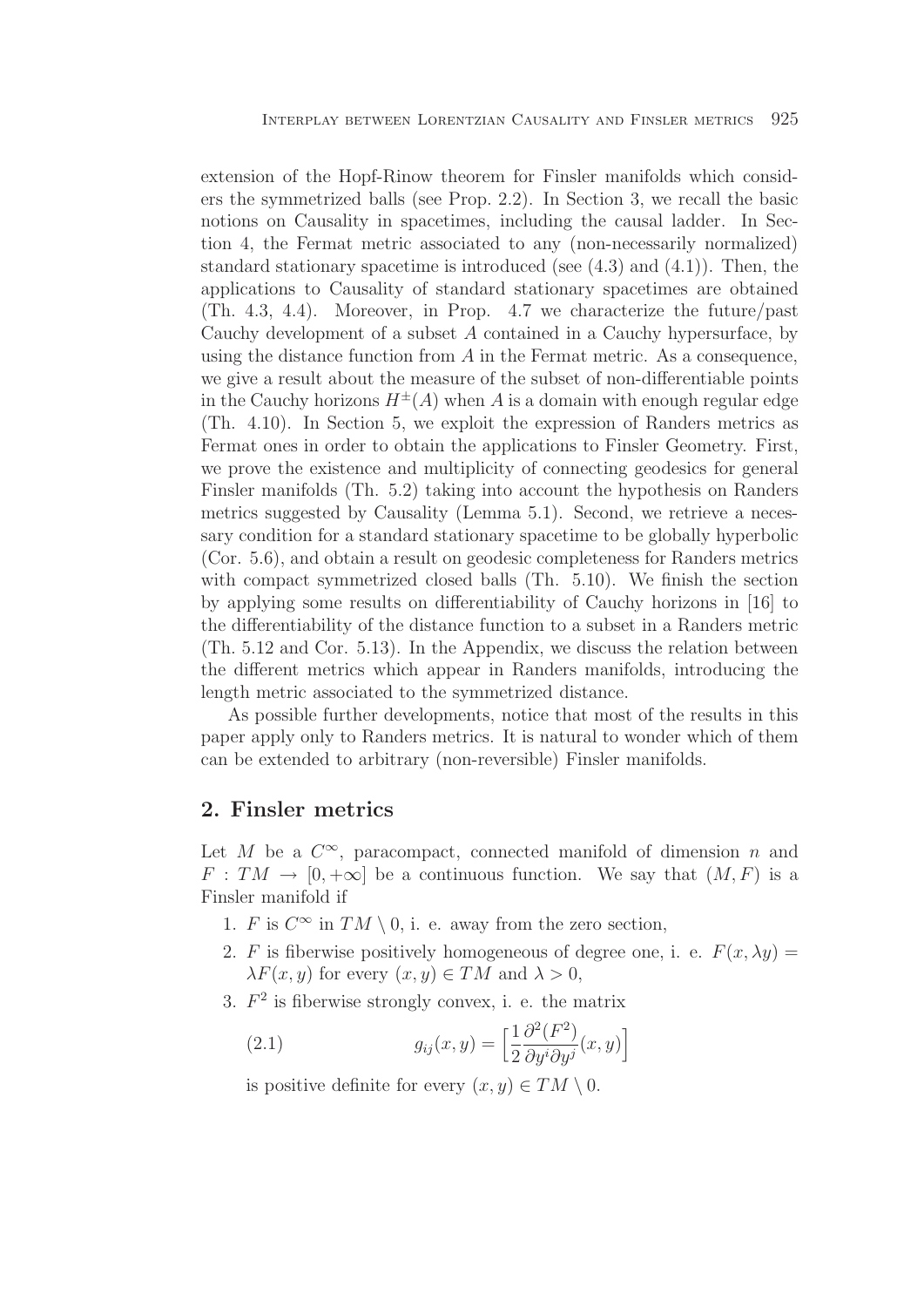extension of the Hopf-Rinow theorem for Finsler manifolds which considers the symmetrized balls (see Prop. 2.2). In Section 3, we recall the basic notions on Causality in spacetimes, including the causal ladder. In Section 4, the Fermat metric associated to any (non-necessarily normalized) standard stationary spacetime is introduced (see (4.3) and (4.1)). Then, the applications to Causality of standard stationary spacetimes are obtained (Th. 4.3, 4.4). Moreover, in Prop. 4.7 we characterize the future/past Cauchy development of a subset $A$ contained in a Cauchy hypersurface, by using the distance function from $A$ in the Fermat metric. As a consequence, we give a result about the measure of the subset of non-differentiable points in the Cauchy horizons $H^{\pm}(A)$ when $A$ is a domain with enough regular edge (Th. 4.10). In Section 5, we exploit the expression of Randers metrics as Fermat ones in order to obtain the applications to Finsler Geometry. First, we prove the existence and multiplicity of connecting geodesics for general Finsler manifolds (Th. 5.2) taking into account the hypothesis on Randers metrics suggested by Causality (Lemma 5.1). Second, we retrieve a necessary condition for a standard stationary spacetime to be globally hyperbolic (Cor. 5.6), and obtain a result on geodesic completeness for Randers metrics with compact symmetrized closed balls (Th. 5.10). We finish the section by applying some results on differentiability of Cauchy horizons in [16] to the differentiability of the distance function to a subset in a Randers metric (Th. 5.12 and Cor. 5.13). In the Appendix, we discuss the relation between the different metrics which appear in Randers manifolds, introducing the length metric associated to the symmetrized distance.

As possible further developments, notice that most of the results in this paper apply only to Randers metrics. It is natural to wonder which of them can be extended to arbitrary (non-reversible) Finsler manifolds.

## 2. Finsler metrics

Let $M$ be a $C^\infty$, paracompact, connected manifold of dimension $n$ and $F : TM \to [0, +\infty]$ be a continuous function. We say that $(M, F)$ is a Finsler manifold if

1. $F$ is $C^\infty$ in $TM \setminus 0$, i. e. away from the zero section,
2. $F$ is fiberwise positively homogeneous of degree one, i. e. $F(x, \lambda y) = \lambda F(x, y)$ for every $(x, y) \in TM$ and $\lambda > 0$,
3. $F^2$ is fiberwise strongly convex, i. e. the matrix

$$g_{ij}(x, y) = \Big[\frac{1}{2}\frac{\partial^2(F^2)}{\partial y^i \partial y^j}(x, y)\Big] \tag{2.1}$$

is positive definite for every $(x, y) \in TM \setminus 0$.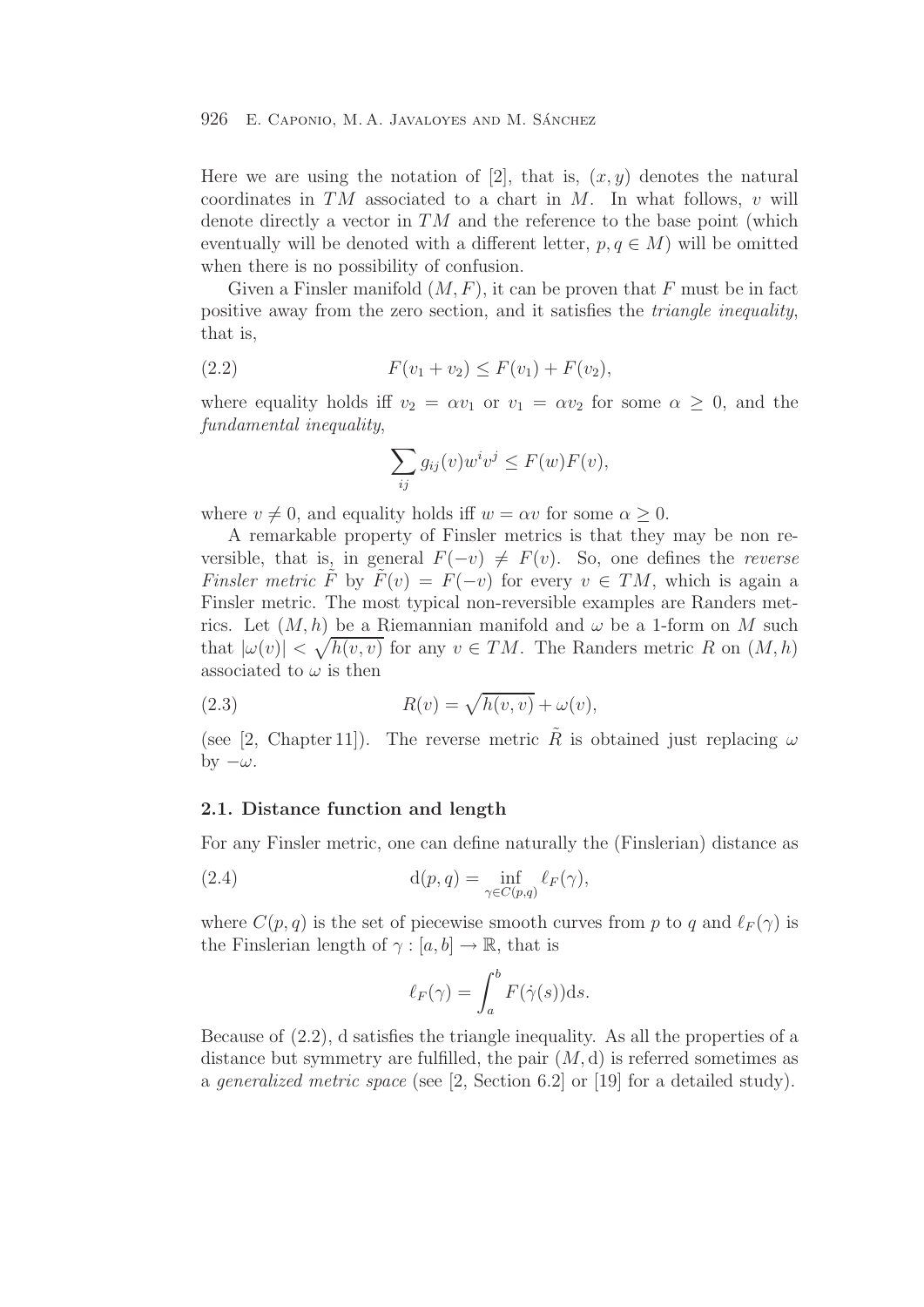Here we are using the notation of [2], that is, $(x, y)$ denotes the natural coordinates in $TM$ associated to a chart in $M$. In what follows, $v$ will denote directly a vector in $TM$ and the reference to the base point (which eventually will be denoted with a different letter, $p, q \in M$) will be omitted when there is no possibility of confusion.

Given a Finsler manifold $(M, F)$, it can be proven that $F$ must be in fact positive away from the zero section, and it satisfies the *triangle inequality*, that is,

$$F(v_1 + v_2) \leq F(v_1) + F(v_2), \tag{2.2}$$

where equality holds iff $v_2 = \alpha v_1$ or $v_1 = \alpha v_2$ for some $\alpha \geq 0$, and the *fundamental inequality*,

$$\sum_{ij} g_{ij}(v) w^i v^j \leq F(w)F(v),$$

where $v \neq 0$, and equality holds iff $w = \alpha v$ for some $\alpha \geq 0$.

A remarkable property of Finsler metrics is that they may be non reversible, that is, in general $F(-v) \neq F(v)$. So, one defines the *reverse Finsler metric* $\tilde{F}$ by $\tilde{F}(v) = F(-v)$ for every $v \in TM$, which is again a Finsler metric. The most typical non-reversible examples are Randers metrics. Let $(M, h)$ be a Riemannian manifold and $\omega$ be a 1-form on $M$ such that $|\omega(v)| < \sqrt{h(v,v)}$ for any $v \in TM$. The Randers metric $R$ on $(M, h)$ associated to $\omega$ is then

$$R(v) = \sqrt{h(v,v)} + \omega(v), \tag{2.3}$$

(see [2, Chapter 11]). The reverse metric $\tilde{R}$ is obtained just replacing $\omega$ by $-\omega$.

### 2.1. Distance function and length

For any Finsler metric, one can define naturally the (Finslerian) distance as

$$\mathrm{d}(p, q) = \inf_{\gamma \in C(p,q)} \ell_F(\gamma), \tag{2.4}$$

where $C(p, q)$ is the set of piecewise smooth curves from $p$ to $q$ and $\ell_F(\gamma)$ is the Finslerian length of $\gamma : [a, b] \to \mathbb{R}$, that is

$$\ell_F(\gamma) = \int_a^b F(\dot{\gamma}(s))\mathrm{d}s.$$

Because of (2.2), d satisfies the triangle inequality. As all the properties of a distance but symmetry are fulfilled, the pair $(M, \mathrm{d})$ is referred sometimes as a *generalized metric space* (see [2, Section 6.2] or [19] for a detailed study).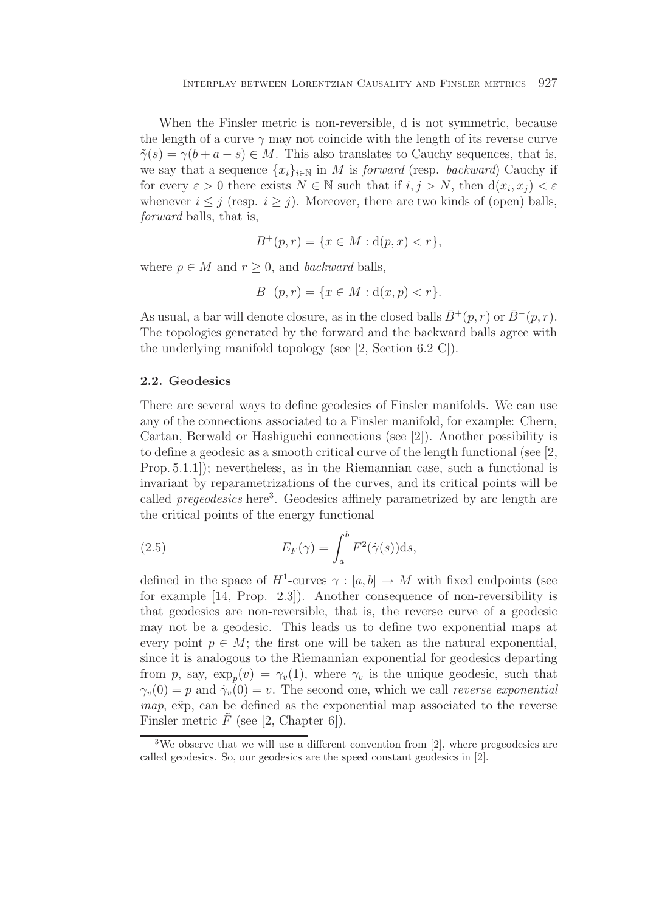When the Finsler metric is non-reversible, d is not symmetric, because the length of a curve $\gamma$ may not coincide with the length of its reverse curve $\tilde{\gamma}(s) = \gamma(b + a - s) \in M$. This also translates to Cauchy sequences, that is, we say that a sequence $\{x_i\}_{i\in\mathbb{N}}$ in $M$ is *forward* (resp. *backward*) Cauchy if for every $\varepsilon > 0$ there exists $N \in \mathbb{N}$ such that if $i, j > N$, then $\mathrm{d}(x_i, x_j) < \varepsilon$ whenever $i \leq j$ (resp. $i \geq j$). Moreover, there are two kinds of (open) balls, *forward* balls, that is,

$$B^+(p, r) = \{x \in M : \mathrm{d}(p, x) < r\},$$

where $p \in M$ and $r \geq 0$, and *backward* balls,

$$B^-(p, r) = \{x \in M : \mathrm{d}(x, p) < r\}.$$

As usual, a bar will denote closure, as in the closed balls $\bar{B}^+(p, r)$ or $\bar{B}^-(p, r)$. The topologies generated by the forward and the backward balls agree with the underlying manifold topology (see [2, Section 6.2 C]).

## 2.2. Geodesics

There are several ways to define geodesics of Finsler manifolds. We can use any of the connections associated to a Finsler manifold, for example: Chern, Cartan, Berwald or Hashiguchi connections (see [2]). Another possibility is to define a geodesic as a smooth critical curve of the length functional (see [2, Prop. 5.1.1]); nevertheless, as in the Riemannian case, such a functional is invariant by reparametrizations of the curves, and its critical points will be called *pregeodesics* here[3]. Geodesics affinely parametrized by arc length are the critical points of the energy functional

$$E_F(\gamma) = \int_a^b F^2(\dot{\gamma}(s))\mathrm{d}s, \tag{2.5}$$

defined in the space of $H^1$-curves $\gamma : [a, b] \to M$ with fixed endpoints (see for example [14, Prop. 2.3]). Another consequence of non-reversibility is that geodesics are non-reversible, that is, the reverse curve of a geodesic may not be a geodesic. This leads us to define two exponential maps at every point $p \in M$; the first one will be taken as the natural exponential, since it is analogous to the Riemannian exponential for geodesics departing from $p$, say, $\exp_p(v) = \gamma_v(1)$, where $\gamma_v$ is the unique geodesic, such that $\gamma_v(0) = p$ and $\dot{\gamma}_v(0) = v$. The second one, which we call *reverse exponential map*, $\widetilde{\exp}$, can be defined as the exponential map associated to the reverse Finsler metric $\tilde{F}$ (see [2, Chapter 6]).

[3] We observe that we will use a different convention from [2], where pregeodesics are called geodesics. So, our geodesics are the speed constant geodesics in [2].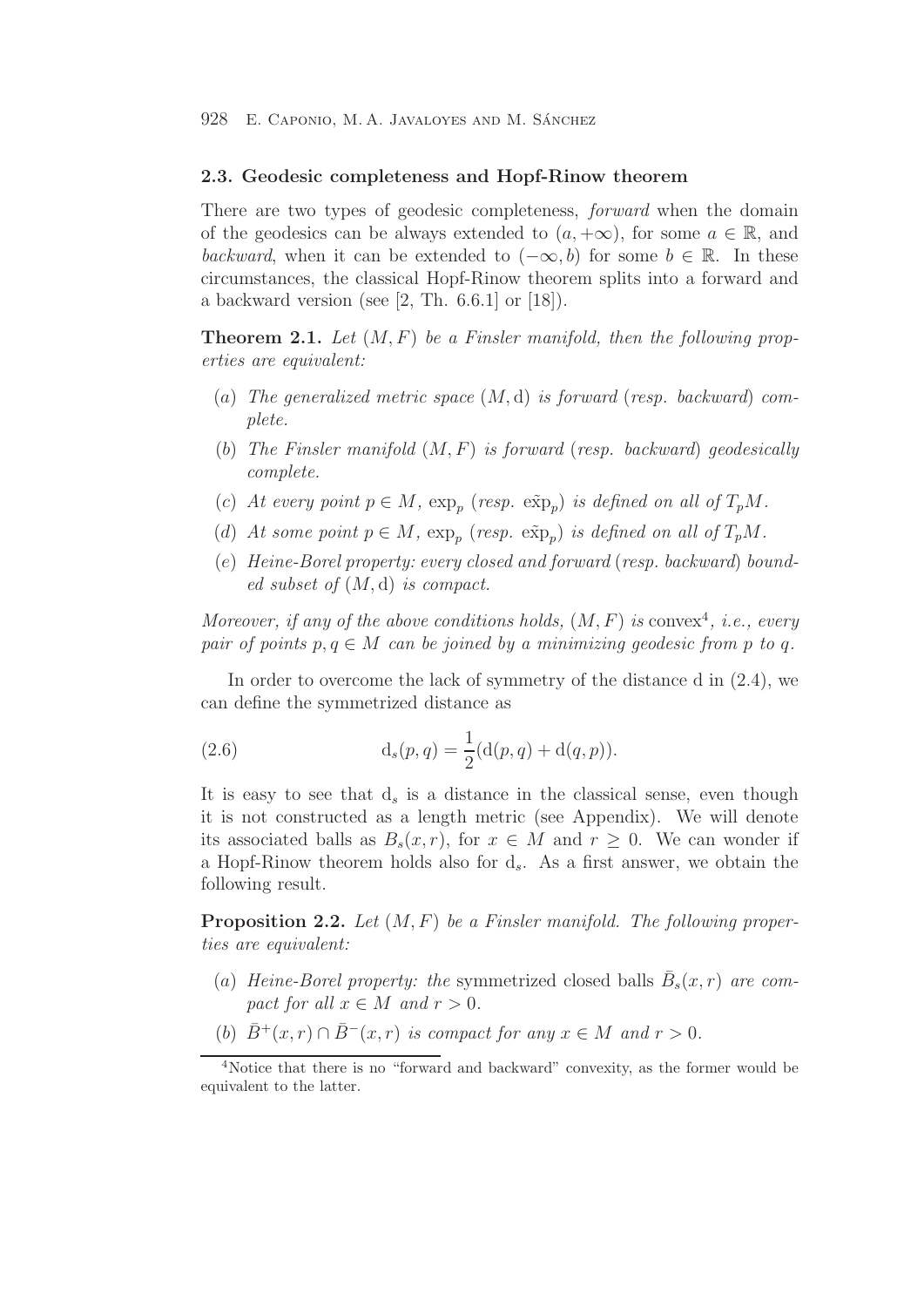### 2.3. Geodesic completeness and Hopf-Rinow theorem

There are two types of geodesic completeness, *forward* when the domain of the geodesics can be always extended to $(a, +\infty)$, for some $a \in \mathbb{R}$, and *backward*, when it can be extended to $(-\infty, b)$ for some $b \in \mathbb{R}$. In these circumstances, the classical Hopf-Rinow theorem splits into a forward and a backward version (see [2, Th. 6.6.1] or [18]).

**Theorem 2.1.** *Let $(M, F)$ be a Finsler manifold, then the following properties are equivalent:*

- (*a*) *The generalized metric space $(M, \mathrm{d})$ is forward (resp. backward) complete.*
- (*b*) *The Finsler manifold $(M, F)$ is forward (resp. backward) geodesically complete.*
- (*c*) *At every point $p \in M$, $\exp_p$ (resp. $\tilde{\exp}_p$) is defined on all of $T_pM$.*
- (*d*) *At some point $p \in M$, $\exp_p$ (resp. $\tilde{\exp}_p$) is defined on all of $T_pM$.*
- (*e*) *Heine-Borel property: every closed and forward (resp. backward) bounded subset of $(M, \mathrm{d})$ is compact.*

*Moreover, if any of the above conditions holds, $(M, F)$ is* convex[4]*, i.e., every pair of points $p, q \in M$ can be joined by a minimizing geodesic from $p$ to $q$.*

In order to overcome the lack of symmetry of the distance d in (2.4), we can define the symmetrized distance as

$$\mathrm{d}_s(p, q) = \frac{1}{2}(\mathrm{d}(p, q) + \mathrm{d}(q, p)). \tag{2.6}$$

It is easy to see that $\mathrm{d}_s$ is a distance in the classical sense, even though it is not constructed as a length metric (see Appendix). We will denote its associated balls as $B_s(x, r)$, for $x \in M$ and $r \geq 0$. We can wonder if a Hopf-Rinow theorem holds also for $\mathrm{d}_s$. As a first answer, we obtain the following result.

**Proposition 2.2.** *Let $(M, F)$ be a Finsler manifold. The following properties are equivalent:*

- (*a*) *Heine-Borel property: the* symmetrized closed balls *$\bar{B}_s(x, r)$ are compact for all $x \in M$ and $r > 0$.*
- (*b*) *$\bar{B}^+(x, r) \cap \bar{B}^-(x, r)$ is compact for any $x \in M$ and $r > 0$.*

[4] Notice that there is no "forward and backward" convexity, as the former would be equivalent to the latter.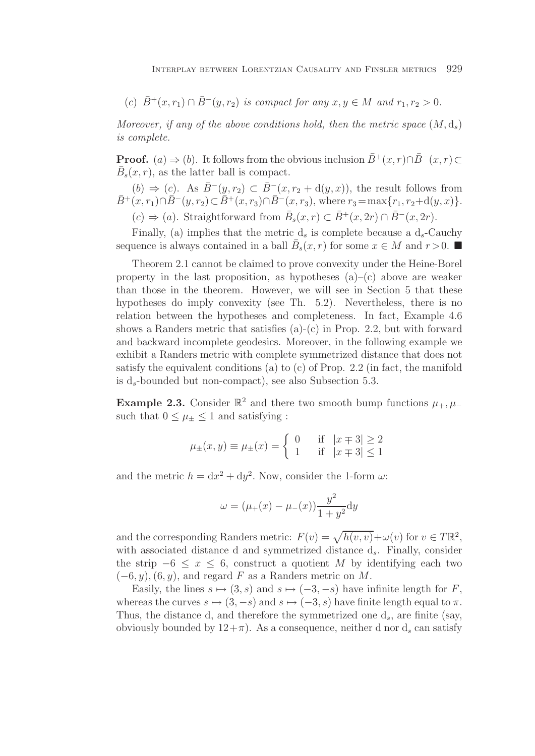(*c*) $\bar{B}^+(x, r_1) \cap \bar{B}^-(y, r_2)$ *is compact for any* $x, y \in M$ *and* $r_1, r_2 > 0$.

*Moreover, if any of the above conditions hold, then the metric space* $(M, \mathrm{d}_s)$ *is complete.*

**Proof.** $(a) \Rightarrow (b)$. It follows from the obvious inclusion $\bar{B}^+(x, r) \cap \bar{B}^-(x, r) \subset \bar{B}_s(x, r)$, as the latter ball is compact.

$(b) \Rightarrow (c)$. As $\bar{B}^-(y, r_2) \subset \bar{B}^-(x, r_2 + \mathrm{d}(y, x))$, the result follows from $\bar{B}^+(x, r_1) \cap \bar{B}^-(y, r_2) \subset \bar{B}^+(x, r_3) \cap \bar{B}^-(x, r_3)$, where $r_3 = \max\{r_1, r_2 + \mathrm{d}(y, x)\}$.

$(c) \Rightarrow (a)$. Straightforward from $\bar{B}_s(x, r) \subset \bar{B}^+(x, 2r) \cap \bar{B}^-(x, 2r)$.

Finally, (a) implies that the metric $\mathrm{d}_s$ is complete because a $\mathrm{d}_s$-Cauchy sequence is always contained in a ball $\bar{B}_s(x, r)$ for some $x \in M$ and $r > 0$. ■

Theorem 2.1 cannot be claimed to prove convexity under the Heine-Borel property in the last proposition, as hypotheses (a)–(c) above are weaker than those in the theorem. However, we will see in Section 5 that these hypotheses do imply convexity (see Th. 5.2). Nevertheless, there is no relation between the hypotheses and completeness. In fact, Example 4.6 shows a Randers metric that satisfies (a)-(c) in Prop. 2.2, but with forward and backward incomplete geodesics. Moreover, in the following example we exhibit a Randers metric with complete symmetrized distance that does not satisfy the equivalent conditions (a) to (c) of Prop. 2.2 (in fact, the manifold is $\mathrm{d}_s$-bounded but non-compact), see also Subsection 5.3.

**Example 2.3.** Consider $\mathbb{R}^2$ and there two smooth bump functions $\mu_+, \mu_-$ such that $0 \leq \mu_\pm \leq 1$ and satisfying :

$$\mu_\pm(x, y) \equiv \mu_\pm(x) = \begin{cases} 0 & \text{if } \ |x \mp 3| \geq 2 \\ 1 & \text{if } \ |x \mp 3| \leq 1 \end{cases}$$

and the metric $h = \mathrm{d}x^2 + \mathrm{d}y^2$. Now, consider the 1-form $\omega$:

$$\omega = (\mu_+(x) - \mu_-(x)) \frac{y^2}{1 + y^2} \mathrm{d}y$$

and the corresponding Randers metric: $F(v) = \sqrt{h(v, v)} + \omega(v)$ for $v \in T\mathbb{R}^2$, with associated distance d and symmetrized distance $\mathrm{d}_s$. Finally, consider the strip $-6 \leq x \leq 6$, construct a quotient $M$ by identifying each two $(-6, y), (6, y)$, and regard $F$ as a Randers metric on $M$.

Easily, the lines $s \mapsto (3, s)$ and $s \mapsto (-3, -s)$ have infinite length for $F$, whereas the curves $s \mapsto (3, -s)$ and $s \mapsto (-3, s)$ have finite length equal to $\pi$. Thus, the distance d, and therefore the symmetrized one $\mathrm{d}_s$, are finite (say, obviously bounded by $12 + \pi$). As a consequence, neither d nor $\mathrm{d}_s$ can satisfy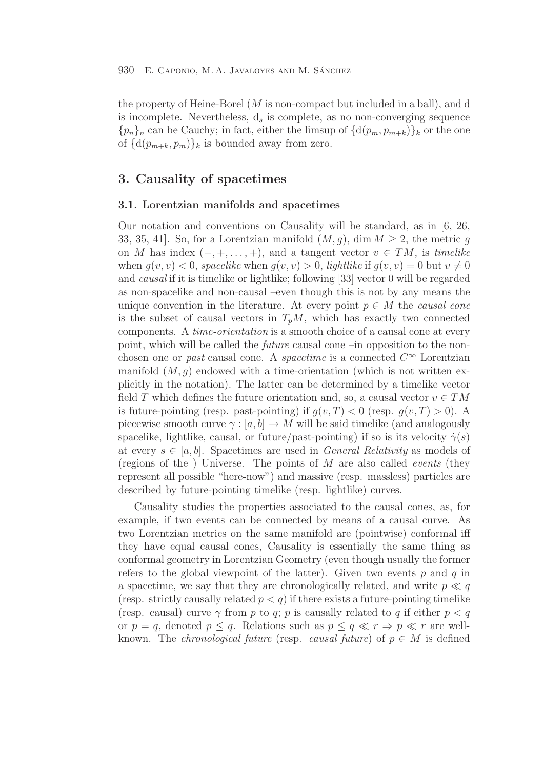the property of Heine-Borel ($M$ is non-compact but included in a ball), and d is incomplete. Nevertheless, $d_s$ is complete, as no non-converging sequence $\{p_n\}_n$ can be Cauchy; in fact, either the limsup of $\{d(p_m, p_{m+k})\}_k$ or the one of $\{d(p_{m+k}, p_m)\}_k$ is bounded away from zero.

## 3. Causality of spacetimes

### 3.1. Lorentzian manifolds and spacetimes

Our notation and conventions on Causality will be standard, as in [6, 26, 33, 35, 41]. So, for a Lorentzian manifold $(M, g)$, $\dim M \geq 2$, the metric $g$ on $M$ has index $(-, +, \ldots, +)$, and a tangent vector $v \in TM$, is *timelike* when $g(v, v) < 0$, *spacelike* when $g(v, v) > 0$, *lightlike* if $g(v, v) = 0$ but $v \neq 0$ and *causal* if it is timelike or lightlike; following [33] vector 0 will be regarded as non-spacelike and non-causal –even though this is not by any means the unique convention in the literature. At every point $p \in M$ the *causal cone* is the subset of causal vectors in $T_pM$, which has exactly two connected components. A *time-orientation* is a smooth choice of a causal cone at every point, which will be called the *future* causal cone –in opposition to the non-chosen one or *past* causal cone. A *spacetime* is a connected $C^\infty$ Lorentzian manifold $(M, g)$ endowed with a time-orientation (which is not written explicitly in the notation). The latter can be determined by a timelike vector field $T$ which defines the future orientation and, so, a causal vector $v \in TM$ is future-pointing (resp. past-pointing) if $g(v, T) < 0$ (resp. $g(v, T) > 0$). A piecewise smooth curve $\gamma : [a, b] \to M$ will be said timelike (and analogously spacelike, lightlike, causal, or future/past-pointing) if so is its velocity $\dot{\gamma}(s)$ at every $s \in [a, b]$. Spacetimes are used in *General Relativity* as models of (regions of the ) Universe. The points of $M$ are also called *events* (they represent all possible "here-now") and massive (resp. massless) particles are described by future-pointing timelike (resp. lightlike) curves.

Causality studies the properties associated to the causal cones, as, for example, if two events can be connected by means of a causal curve. As two Lorentzian metrics on the same manifold are (pointwise) conformal iff they have equal causal cones, Causality is essentially the same thing as conformal geometry in Lorentzian Geometry (even though usually the former refers to the global viewpoint of the latter). Given two events $p$ and $q$ in a spacetime, we say that they are chronologically related, and write $p \ll q$ (resp. strictly causally related $p < q$) if there exists a future-pointing timelike (resp. causal) curve $\gamma$ from $p$ to $q$; $p$ is causally related to $q$ if either $p < q$ or $p = q$, denoted $p \leq q$. Relations such as $p \leq q \ll r \Rightarrow p \ll r$ are well-known. The *chronological future* (resp. *causal future*) of $p \in M$ is defined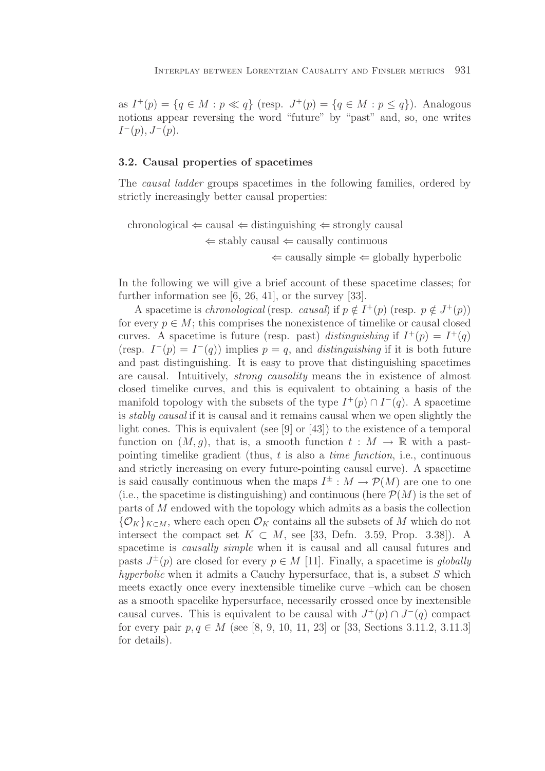as $I^+(p) = \{q \in M : p \ll q\}$ (resp. $J^+(p) = \{q \in M : p \leq q\}$). Analogous notions appear reversing the word "future" by "past" and, so, one writes $I^-(p), J^-(p)$.

### 3.2. Causal properties of spacetimes

The *causal ladder* groups spacetimes in the following families, ordered by strictly increasingly better causal properties:

$$\begin{aligned}
&\text{chronological} \Leftarrow \text{causal} \Leftarrow \text{distinguishing} \Leftarrow \text{strongly causal} \\
&\qquad\qquad \Leftarrow \text{stably causal} \Leftarrow \text{causally continuous} \\
&\qquad\qquad\qquad\qquad \Leftarrow \text{causally simple} \Leftarrow \text{globally hyperbolic}
\end{aligned}$$

In the following we will give a brief account of these spacetime classes; for further information see [6, 26, 41], or the survey [33].

A spacetime is *chronological* (resp. *causal*) if $p \notin I^+(p)$ (resp. $p \notin J^+(p)$) for every $p \in M$; this comprises the nonexistence of timelike or causal closed curves. A spacetime is future (resp. past) *distinguishing* if $I^+(p) = I^+(q)$ (resp. $I^-(p) = I^-(q)$) implies $p = q$, and *distinguishing* if it is both future and past distinguishing. It is easy to prove that distinguishing spacetimes are causal. Intuitively, *strong causality* means the in existence of almost closed timelike curves, and this is equivalent to obtaining a basis of the manifold topology with the subsets of the type $I^+(p) \cap I^-(q)$. A spacetime is *stably causal* if it is causal and it remains causal when we open slightly the light cones. This is equivalent (see [9] or [43]) to the existence of a temporal function on $(M, g)$, that is, a smooth function $t : M \to \mathbb{R}$ with a past-pointing timelike gradient (thus, $t$ is also a *time function*, i.e., continuous and strictly increasing on every future-pointing causal curve). A spacetime is said causally continuous when the maps $I^\pm : M \to \mathcal{P}(M)$ are one to one (i.e., the spacetime is distinguishing) and continuous (here $\mathcal{P}(M)$ is the set of parts of $M$ endowed with the topology which admits as a basis the collection $\{\mathcal{O}_K\}_{K \subset M}$, where each open $\mathcal{O}_K$ contains all the subsets of $M$ which do not intersect the compact set $K \subset M$, see [33, Defn. 3.59, Prop. 3.38]). A spacetime is *causally simple* when it is causal and all causal futures and pasts $J^\pm(p)$ are closed for every $p \in M$ [11]. Finally, a spacetime is *globally hyperbolic* when it admits a Cauchy hypersurface, that is, a subset $S$ which meets exactly once every inextensible timelike curve –which can be chosen as a smooth spacelike hypersurface, necessarily crossed once by inextensible causal curves. This is equivalent to be causal with $J^+(p) \cap J^-(q)$ compact for every pair $p, q \in M$ (see [8, 9, 10, 11, 23] or [33, Sections 3.11.2, 3.11.3] for details).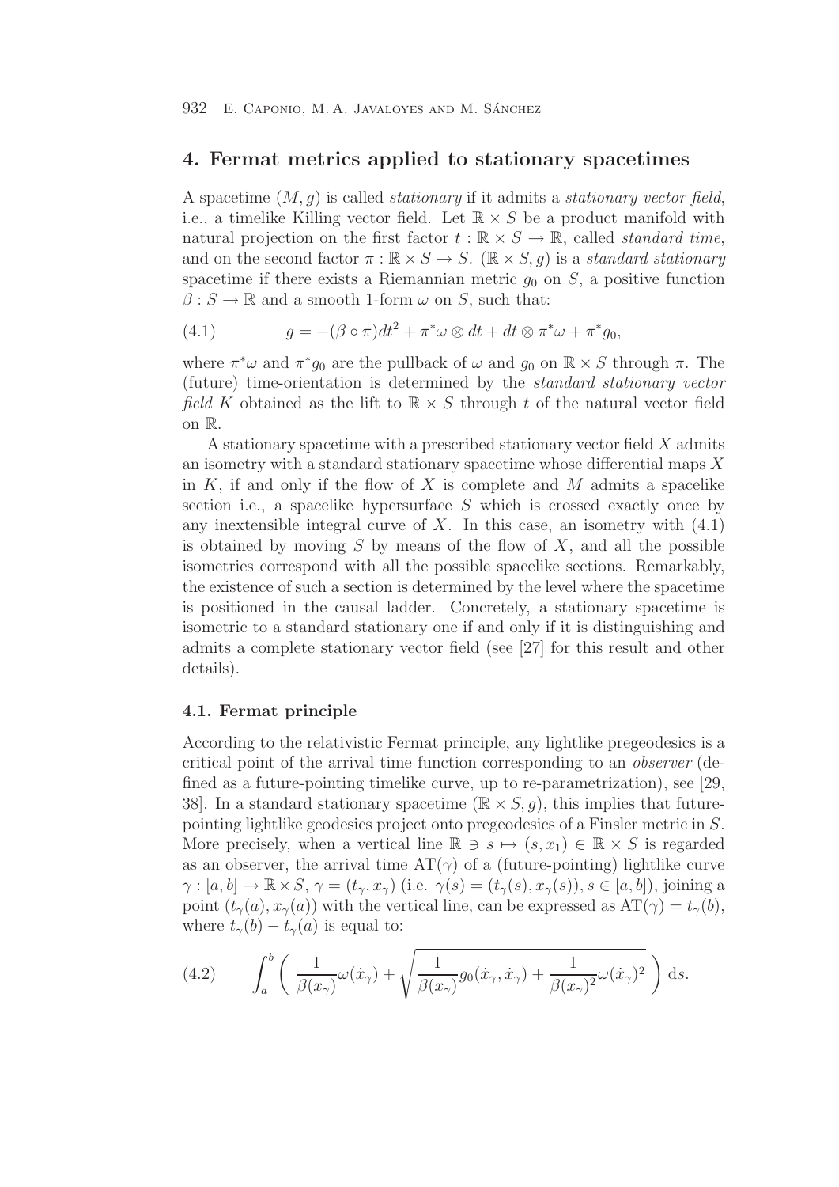## 4. Fermat metrics applied to stationary spacetimes

A spacetime $(M, g)$ is called *stationary* if it admits a *stationary vector field*, i.e., a timelike Killing vector field. Let $\mathbb{R} \times S$ be a product manifold with natural projection on the first factor $t : \mathbb{R} \times S \to \mathbb{R}$, called *standard time*, and on the second factor $\pi : \mathbb{R} \times S \to S$. $(\mathbb{R} \times S, g)$ is a *standard stationary* spacetime if there exists a Riemannian metric $g_0$ on $S$, a positive function $\beta : S \to \mathbb{R}$ and a smooth 1-form $\omega$ on $S$, such that:

$$g = -(\beta \circ \pi)dt^2 + \pi^*\omega \otimes dt + dt \otimes \pi^*\omega + \pi^*g_0, \tag{4.1}$$

where $\pi^*\omega$ and $\pi^*g_0$ are the pullback of $\omega$ and $g_0$ on $\mathbb{R} \times S$ through $\pi$. The (future) time-orientation is determined by the *standard stationary vector field* $K$ obtained as the lift to $\mathbb{R} \times S$ through $t$ of the natural vector field on $\mathbb{R}$.

A stationary spacetime with a prescribed stationary vector field $X$ admits an isometry with a standard stationary spacetime whose differential maps $X$ in $K$, if and only if the flow of $X$ is complete and $M$ admits a spacelike section i.e., a spacelike hypersurface $S$ which is crossed exactly once by any inextensible integral curve of $X$. In this case, an isometry with (4.1) is obtained by moving $S$ by means of the flow of $X$, and all the possible isometries correspond with all the possible spacelike sections. Remarkably, the existence of such a section is determined by the level where the spacetime is positioned in the causal ladder. Concretely, a stationary spacetime is isometric to a standard stationary one if and only if it is distinguishing and admits a complete stationary vector field (see [27] for this result and other details).

### 4.1. Fermat principle

According to the relativistic Fermat principle, any lightlike pregeodesics is a critical point of the arrival time function corresponding to an *observer* (defined as a future-pointing timelike curve, up to re-parametrization), see [29, 38]. In a standard stationary spacetime $(\mathbb{R} \times S, g)$, this implies that future-pointing lightlike geodesics project onto pregeodesics of a Finsler metric in $S$. More precisely, when a vertical line $\mathbb{R} \ni s \mapsto (s, x_1) \in \mathbb{R} \times S$ is regarded as an observer, the arrival time $\mathrm{AT}(\gamma)$ of a (future-pointing) lightlike curve $\gamma : [a, b] \to \mathbb{R} \times S$, $\gamma = (t_\gamma, x_\gamma)$ (i.e. $\gamma(s) = (t_\gamma(s), x_\gamma(s)), s \in [a, b]$), joining a point $(t_\gamma(a), x_\gamma(a))$ with the vertical line, can be expressed as $\mathrm{AT}(\gamma) = t_\gamma(b)$, where $t_\gamma(b) - t_\gamma(a)$ is equal to:

$$\int_a^b \left( \frac{1}{\beta(x_\gamma)}\omega(\dot{x}_\gamma) + \sqrt{\frac{1}{\beta(x_\gamma)}g_0(\dot{x}_\gamma, \dot{x}_\gamma) + \frac{1}{\beta(x_\gamma)^2}\omega(\dot{x}_\gamma)^2} \right) \mathrm{d}s. \tag{4.2}$$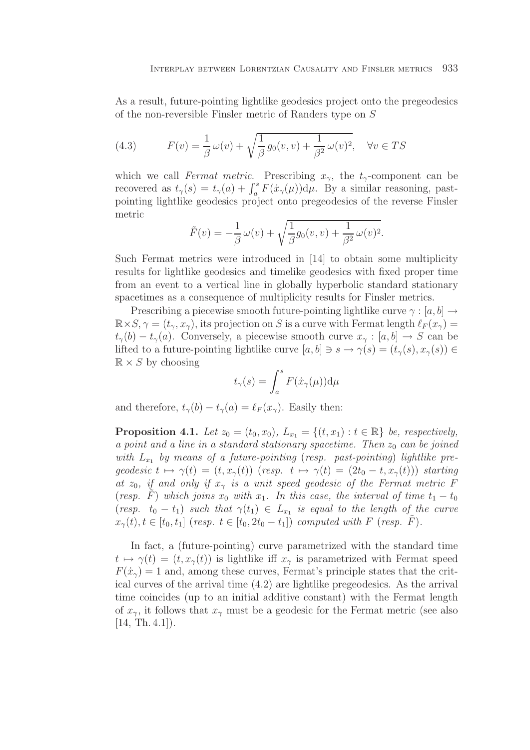As a result, future-pointing lightlike geodesics project onto the pregeodesics of the non-reversible Finsler metric of Randers type on $S$

$$F(v) = \frac{1}{\beta}\,\omega(v) + \sqrt{\frac{1}{\beta}\,g_0(v,v) + \frac{1}{\beta^2}\,\omega(v)^2}, \quad \forall v \in TS \tag{4.3}$$

which we call *Fermat metric*. Prescribing $x_\gamma$, the $t_\gamma$-component can be recovered as $t_\gamma(s) = t_\gamma(a) + \int_a^s F(\dot{x}_\gamma(\mu))\mathrm{d}\mu$. By a similar reasoning, past-pointing lightlike geodesics project onto pregeodesics of the reverse Finsler metric

$$\tilde{F}(v) = -\frac{1}{\beta}\,\omega(v) + \sqrt{\frac{1}{\beta}g_0(v,v) + \frac{1}{\beta^2}\,\omega(v)^2}.$$

Such Fermat metrics were introduced in [14] to obtain some multiplicity results for lightlike geodesics and timelike geodesics with fixed proper time from an event to a vertical line in globally hyperbolic standard stationary spacetimes as a consequence of multiplicity results for Finsler metrics.

Prescribing a piecewise smooth future-pointing lightlike curve $\gamma : [a,b] \to \mathbb{R}\times S, \gamma = (t_\gamma, x_\gamma)$, its projection on $S$ is a curve with Fermat length $\ell_F(x_\gamma) = t_\gamma(b) - t_\gamma(a)$. Conversely, a piecewise smooth curve $x_\gamma : [a,b] \to S$ can be lifted to a future-pointing lightlike curve $[a,b] \ni s \to \gamma(s) = (t_\gamma(s), x_\gamma(s)) \in \mathbb{R} \times S$ by choosing

$$t_\gamma(s) = \int_a^s F(\dot{x}_\gamma(\mu))\mathrm{d}\mu$$

and therefore, $t_\gamma(b) - t_\gamma(a) = \ell_F(x_\gamma)$. Easily then:

**Proposition 4.1.** *Let $z_0 = (t_0, x_0)$, $L_{x_1} = \{(t, x_1) : t \in \mathbb{R}\}$ be, respectively, a point and a line in a standard stationary spacetime. Then $z_0$ can be joined with $L_{x_1}$ by means of a future-pointing* (*resp. past-pointing*) *lightlike pregeodesic $t \mapsto \gamma(t) = (t, x_\gamma(t))$* (*resp. $t \mapsto \gamma(t) = (2t_0 - t, x_\gamma(t))$*) *starting at $z_0$, if and only if $x_\gamma$ is a unit speed geodesic of the Fermat metric $F$* (*resp. $\tilde{F}$*) *which joins $x_0$ with $x_1$. In this case, the interval of time $t_1 - t_0$* (*resp. $t_0 - t_1$*) *such that $\gamma(t_1) \in L_{x_1}$ is equal to the length of the curve $x_\gamma(t), t \in [t_0, t_1]$* (*resp. $t \in [t_0, 2t_0 - t_1]$*) *computed with $F$* (*resp. $\tilde{F}$*).

In fact, a (future-pointing) curve parametrized with the standard time $t \mapsto \gamma(t) = (t, x_\gamma(t))$ is lightlike iff $x_\gamma$ is parametrized with Fermat speed $F(\dot{x}_\gamma) = 1$ and, among these curves, Fermat's principle states that the critical curves of the arrival time (4.2) are lightlike pregeodesics. As the arrival time coincides (up to an initial additive constant) with the Fermat length of $x_\gamma$, it follows that $x_\gamma$ must be a geodesic for the Fermat metric (see also [14, Th. 4.1]).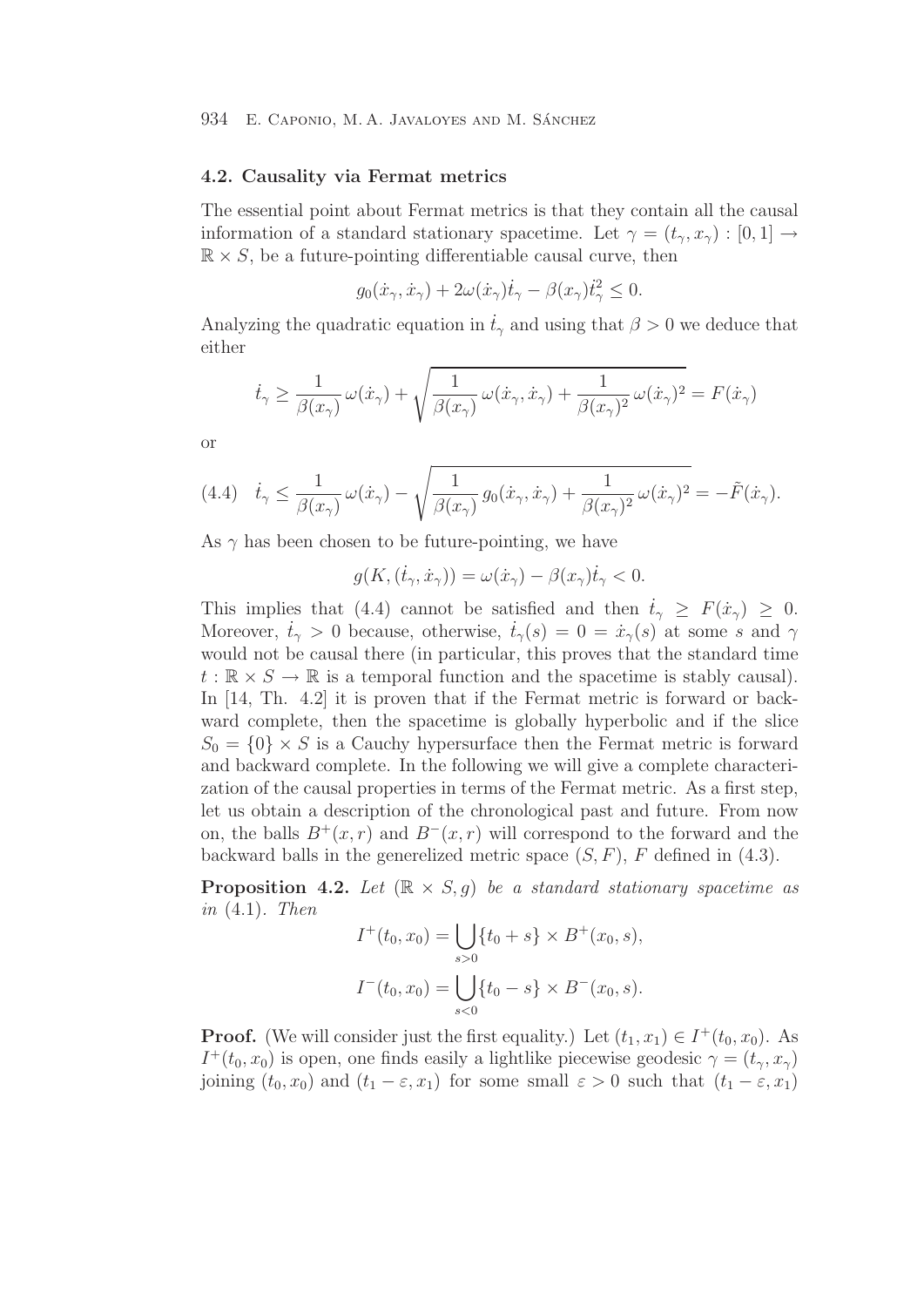### 4.2. Causality via Fermat metrics

The essential point about Fermat metrics is that they contain all the causal information of a standard stationary spacetime. Let $\gamma = (t_\gamma, x_\gamma) : [0,1] \to \mathbb{R} \times S$, be a future-pointing differentiable causal curve, then

$$g_0(\dot{x}_\gamma, \dot{x}_\gamma) + 2\omega(\dot{x}_\gamma)\dot{t}_\gamma - \beta(x_\gamma)\dot{t}_\gamma^2 \leq 0.$$

Analyzing the quadratic equation in $\dot{t}_\gamma$ and using that $\beta > 0$ we deduce that either

$$\dot{t}_\gamma \geq \frac{1}{\beta(x_\gamma)}\,\omega(\dot{x}_\gamma) + \sqrt{\frac{1}{\beta(x_\gamma)}\,\omega(\dot{x}_\gamma, \dot{x}_\gamma) + \frac{1}{\beta(x_\gamma)^2}\,\omega(\dot{x}_\gamma)^2} = F(\dot{x}_\gamma)$$

or

$$\dot{t}_\gamma \leq \frac{1}{\beta(x_\gamma)}\,\omega(\dot{x}_\gamma) - \sqrt{\frac{1}{\beta(x_\gamma)}\,g_0(\dot{x}_\gamma, \dot{x}_\gamma) + \frac{1}{\beta(x_\gamma)^2}\,\omega(\dot{x}_\gamma)^2} = -\tilde{F}(\dot{x}_\gamma). \tag{4.4}$$

As $\gamma$ has been chosen to be future-pointing, we have

$$g(K, (\dot{t}_\gamma, \dot{x}_\gamma)) = \omega(\dot{x}_\gamma) - \beta(x_\gamma)\dot{t}_\gamma < 0.$$

This implies that (4.4) cannot be satisfied and then $\dot{t}_\gamma \geq F(\dot{x}_\gamma) \geq 0$. Moreover, $\dot{t}_\gamma > 0$ because, otherwise, $\dot{t}_\gamma(s) = 0 = \dot{x}_\gamma(s)$ at some $s$ and $\gamma$ would not be causal there (in particular, this proves that the standard time $t : \mathbb{R} \times S \to \mathbb{R}$ is a temporal function and the spacetime is stably causal). In [14, Th. 4.2] it is proven that if the Fermat metric is forward or backward complete, then the spacetime is globally hyperbolic and if the slice $S_0 = \{0\} \times S$ is a Cauchy hypersurface then the Fermat metric is forward and backward complete. In the following we will give a complete characterization of the causal properties in terms of the Fermat metric. As a first step, let us obtain a description of the chronological past and future. From now on, the balls $B^+(x,r)$ and $B^-(x,r)$ will correspond to the forward and the backward balls in the generelized metric space $(S, F)$, $F$ defined in (4.3).

**Proposition 4.2.** *Let* $(\mathbb{R} \times S, g)$ *be a standard stationary spacetime as in* (4.1)*. Then*

$$I^+(t_0, x_0) = \bigcup_{s>0} \{t_0 + s\} \times B^+(x_0, s),$$

$$I^-(t_0, x_0) = \bigcup_{s<0} \{t_0 - s\} \times B^-(x_0, s).$$

**Proof.** (We will consider just the first equality.) Let $(t_1, x_1) \in I^+(t_0, x_0)$. As $I^+(t_0, x_0)$ is open, one finds easily a lightlike piecewise geodesic $\gamma = (t_\gamma, x_\gamma)$ joining $(t_0, x_0)$ and $(t_1 - \varepsilon, x_1)$ for some small $\varepsilon > 0$ such that $(t_1 - \varepsilon, x_1)$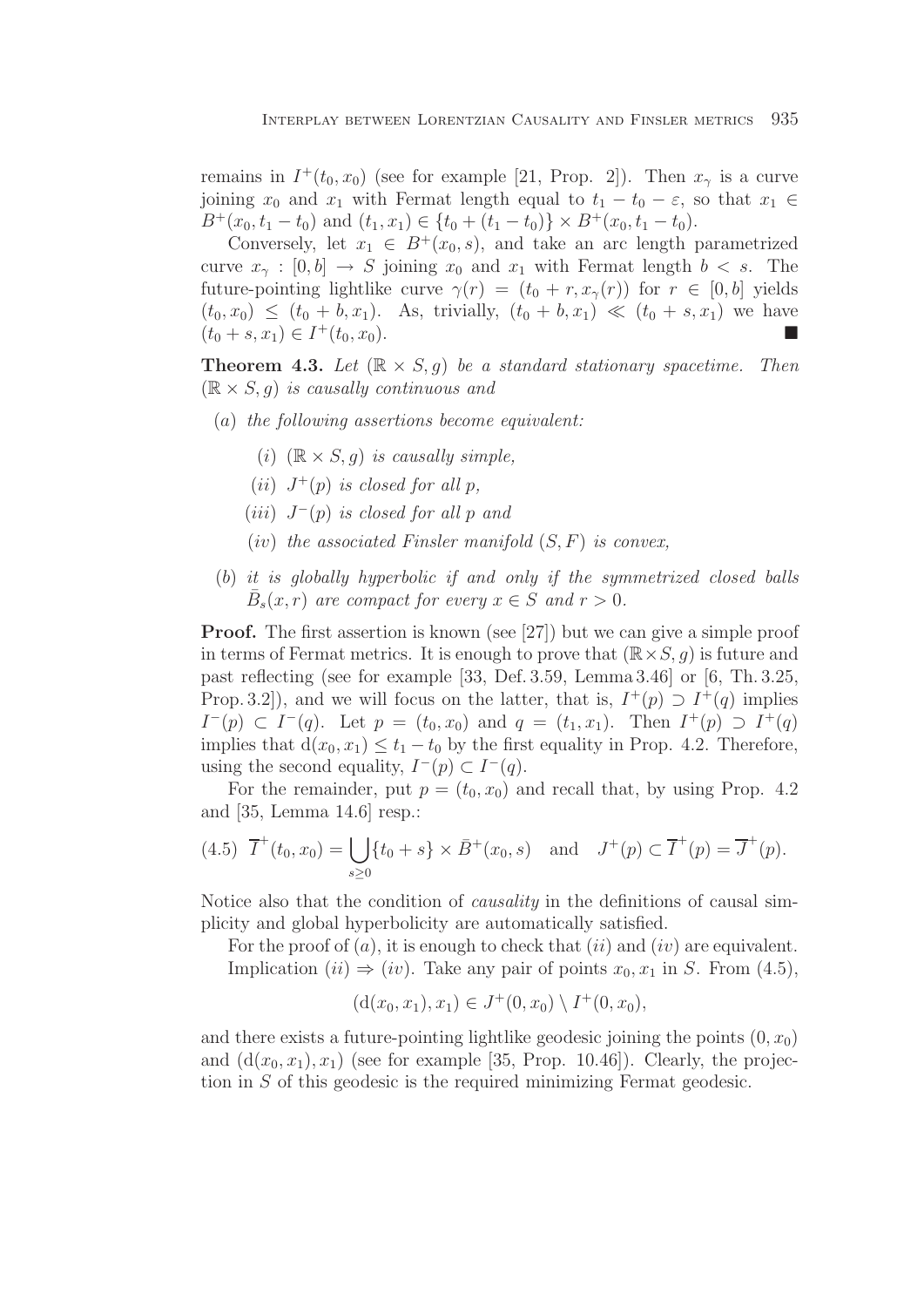remains in $I^+(t_0, x_0)$ (see for example [21, Prop. 2]). Then $x_\gamma$ is a curve joining $x_0$ and $x_1$ with Fermat length equal to $t_1 - t_0 - \varepsilon$, so that $x_1 \in B^+(x_0, t_1 - t_0)$ and $(t_1, x_1) \in \{t_0 + (t_1 - t_0)\} \times B^+(x_0, t_1 - t_0)$.

Conversely, let $x_1 \in B^+(x_0, s)$, and take an arc length parametrized curve $x_\gamma : [0, b] \to S$ joining $x_0$ and $x_1$ with Fermat length $b < s$. The future-pointing lightlike curve $\gamma(r) = (t_0 + r, x_\gamma(r))$ for $r \in [0, b]$ yields $(t_0, x_0) \leq (t_0 + b, x_1)$. As, trivially, $(t_0 + b, x_1) \ll (t_0 + s, x_1)$ we have $(t_0 + s, x_1) \in I^+(t_0, x_0)$. ■

**Theorem 4.3.** *Let $(\mathbb{R} \times S, g)$ be a standard stationary spacetime. Then $(\mathbb{R} \times S, g)$ is causally continuous and*

- $(a)$ *the following assertions become equivalent:*
  - $(i)$ *$(\mathbb{R} \times S, g)$ is causally simple,*
  - $(ii)$ *$J^+(p)$ is closed for all $p$,*
  - $(iii)$ *$J^-(p)$ is closed for all $p$ and*
  - $(iv)$ *the associated Finsler manifold $(S, F)$ is convex,*
- $(b)$ *it is globally hyperbolic if and only if the symmetrized closed balls $\bar{B}_s(x, r)$ are compact for every $x \in S$ and $r > 0$.*

**Proof.** The first assertion is known (see [27]) but we can give a simple proof in terms of Fermat metrics. It is enough to prove that $(\mathbb{R} \times S, g)$ is future and past reflecting (see for example [33, Def. 3.59, Lemma 3.46] or [6, Th. 3.25, Prop. 3.2]), and we will focus on the latter, that is, $I^+(p) \supset I^+(q)$ implies $I^-(p) \subset I^-(q)$. Let $p = (t_0, x_0)$ and $q = (t_1, x_1)$. Then $I^+(p) \supset I^+(q)$ implies that $\mathrm{d}(x_0, x_1) \leq t_1 - t_0$ by the first equality in Prop. 4.2. Therefore, using the second equality, $I^-(p) \subset I^-(q)$.

For the remainder, put $p = (t_0, x_0)$ and recall that, by using Prop. 4.2 and [35, Lemma 14.6] resp.:

$$
(4.5)\quad \overline{I}^+(t_0, x_0) = \bigcup_{s \geq 0} \{t_0 + s\} \times \bar{B}^+(x_0, s) \quad \text{and} \quad J^+(p) \subset \overline{I}^+(p) = \overline{J}^+(p).
$$

Notice also that the condition of *causality* in the definitions of causal simplicity and global hyperbolicity are automatically satisfied.

For the proof of $(a)$, it is enough to check that $(ii)$ and $(iv)$ are equivalent.

Implication $(ii) \Rightarrow (iv)$. Take any pair of points $x_0, x_1$ in $S$. From (4.5),

$$
(\mathrm{d}(x_0, x_1), x_1) \in J^+(0, x_0) \setminus I^+(0, x_0),
$$

and there exists a future-pointing lightlike geodesic joining the points $(0, x_0)$ and $(\mathrm{d}(x_0, x_1), x_1)$ (see for example [35, Prop. 10.46]). Clearly, the projection in $S$ of this geodesic is the required minimizing Fermat geodesic.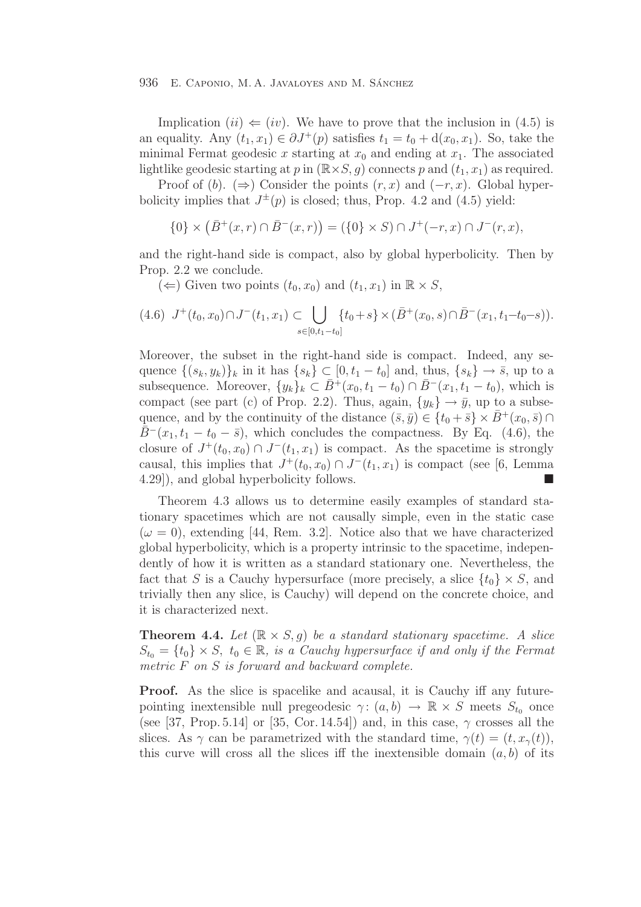Implication $(ii) \Leftarrow (iv)$. We have to prove that the inclusion in (4.5) is an equality. Any $(t_1, x_1) \in \partial J^+(p)$ satisfies $t_1 = t_0 + \mathrm{d}(x_0, x_1)$. So, take the minimal Fermat geodesic $x$ starting at $x_0$ and ending at $x_1$. The associated lightlike geodesic starting at $p$ in $(\mathbb{R}\times S, g)$ connects $p$ and $(t_1, x_1)$ as required.

Proof of $(b)$. $(\Rightarrow)$ Consider the points $(r, x)$ and $(-r, x)$. Global hyperbolicity implies that $J^{\pm}(p)$ is closed; thus, Prop. 4.2 and (4.5) yield:

$$\{0\} \times \left(\bar{B}^+(x, r) \cap \bar{B}^-(x, r)\right) = (\{0\} \times S) \cap J^+(-r, x) \cap J^-(r, x),$$

and the right-hand side is compact, also by global hyperbolicity. Then by Prop. 2.2 we conclude.

$(\Leftarrow)$ Given two points $(t_0, x_0)$ and $(t_1, x_1)$ in $\mathbb{R} \times S$,

$$(4.6)\quad J^+(t_0, x_0) \cap J^-(t_1, x_1) \subset \bigcup_{s\in[0,t_1-t_0]} \{t_0+s\} \times (\bar{B}^+(x_0, s) \cap \bar{B}^-(x_1, t_1-t_0-s)).$$

Moreover, the subset in the right-hand side is compact. Indeed, any sequence $\{(s_k, y_k)\}_k$ in it has $\{s_k\} \subset [0, t_1 - t_0]$ and, thus, $\{s_k\} \to \bar{s}$, up to a subsequence. Moreover, $\{y_k\}_k \subset \bar{B}^+(x_0, t_1 - t_0) \cap \bar{B}^-(x_1, t_1 - t_0)$, which is compact (see part (c) of Prop. 2.2). Thus, again, $\{y_k\} \to \bar{y}$, up to a subsequence, and by the continuity of the distance $(\bar{s}, \bar{y}) \in \{t_0 + \bar{s}\} \times \bar{B}^+(x_0, \bar{s}) \cap \bar{B}^-(x_1, t_1 - t_0 - \bar{s})$, which concludes the compactness. By Eq. (4.6), the closure of $J^+(t_0, x_0) \cap J^-(t_1, x_1)$ is compact. As the spacetime is strongly causal, this implies that $J^+(t_0, x_0) \cap J^-(t_1, x_1)$ is compact (see [6, Lemma 4.29]), and global hyperbolicity follows. ∎

Theorem 4.3 allows us to determine easily examples of standard stationary spacetimes which are not causally simple, even in the static case ($\omega = 0$), extending [44, Rem. 3.2]. Notice also that we have characterized global hyperbolicity, which is a property intrinsic to the spacetime, independently of how it is written as a standard stationary one. Nevertheless, the fact that $S$ is a Cauchy hypersurface (more precisely, a slice $\{t_0\} \times S$, and trivially then any slice, is Cauchy) will depend on the concrete choice, and it is characterized next.

**Theorem 4.4.** *Let $(\mathbb{R} \times S, g)$ be a standard stationary spacetime. A slice $S_{t_0} = \{t_0\} \times S$, $t_0 \in \mathbb{R}$, is a Cauchy hypersurface if and only if the Fermat metric $F$ on $S$ is forward and backward complete.*

**Proof.** As the slice is spacelike and acausal, it is Cauchy iff any future-pointing inextensible null pregeodesic $\gamma\colon (a, b) \to \mathbb{R} \times S$ meets $S_{t_0}$ once (see [37, Prop. 5.14] or [35, Cor. 14.54]) and, in this case, $\gamma$ crosses all the slices. As $\gamma$ can be parametrized with the standard time, $\gamma(t) = (t, x_\gamma(t))$, this curve will cross all the slices iff the inextensible domain $(a, b)$ of its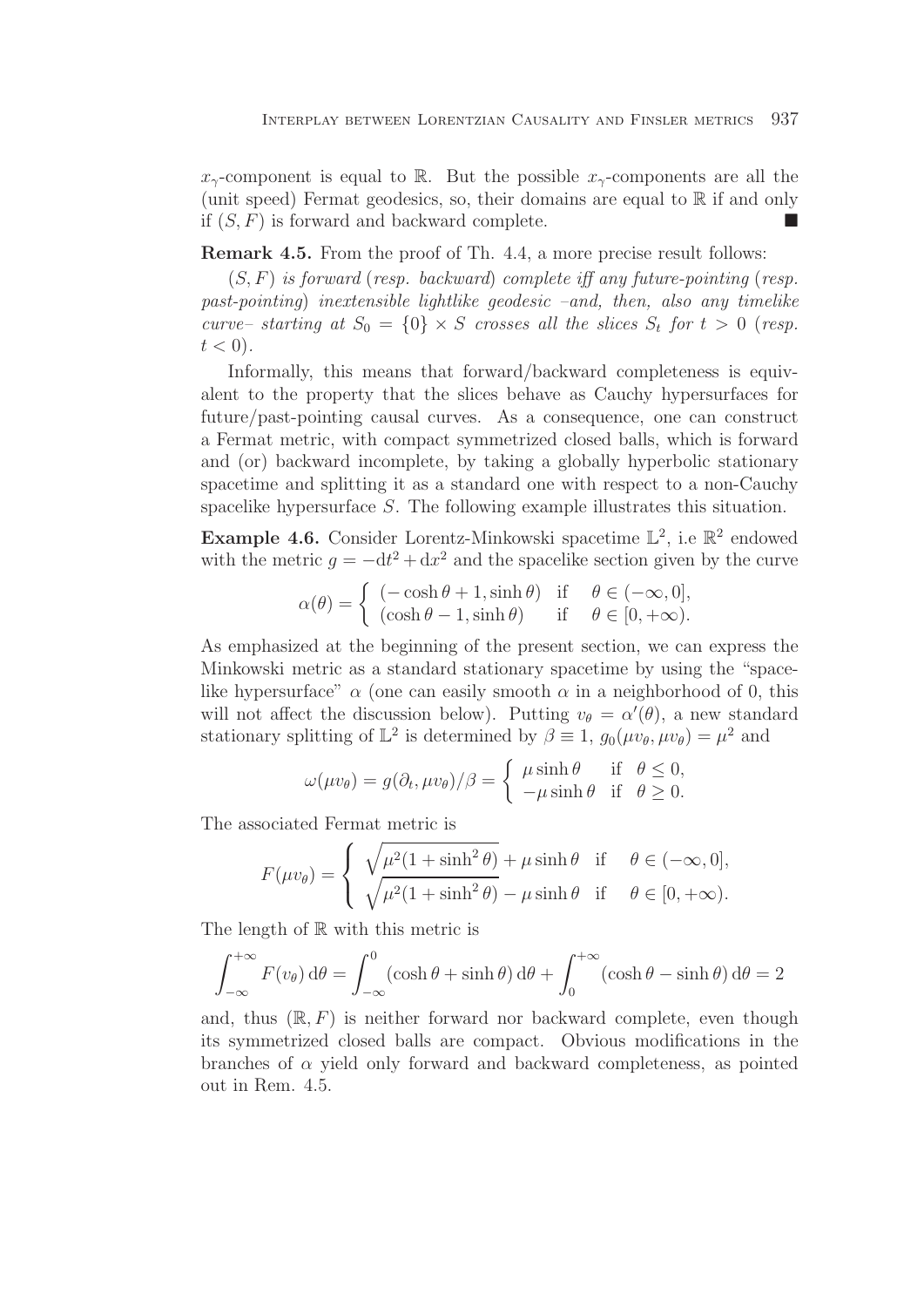$x_\gamma$-component is equal to $\mathbb{R}$. But the possible $x_\gamma$-components are all the (unit speed) Fermat geodesics, so, their domains are equal to $\mathbb{R}$ if and only if $(S, F)$ is forward and backward complete. ■

**Remark 4.5.** From the proof of Th. 4.4, a more precise result follows:

*$(S, F)$ is forward (resp. backward) complete iff any future-pointing (resp. past-pointing) inextensible lightlike geodesic –and, then, also any timelike curve– starting at $S_0 = \{0\} \times S$ crosses all the slices $S_t$ for $t > 0$ (resp. $t < 0$).*

Informally, this means that forward/backward completeness is equivalent to the property that the slices behave as Cauchy hypersurfaces for future/past-pointing causal curves. As a consequence, one can construct a Fermat metric, with compact symmetrized closed balls, which is forward and (or) backward incomplete, by taking a globally hyperbolic stationary spacetime and splitting it as a standard one with respect to a non-Cauchy spacelike hypersurface $S$. The following example illustrates this situation.

**Example 4.6.** Consider Lorentz-Minkowski spacetime $\mathbb{L}^2$, i.e $\mathbb{R}^2$ endowed with the metric $g = -\mathrm{d}t^2 + \mathrm{d}x^2$ and the spacelike section given by the curve

$$\alpha(\theta) = \begin{cases} (-\cosh\theta + 1, \sinh\theta) & \text{if} \quad \theta \in (-\infty, 0], \\ (\cosh\theta - 1, \sinh\theta) & \text{if} \quad \theta \in [0, +\infty). \end{cases}$$

As emphasized at the beginning of the present section, we can express the Minkowski metric as a standard stationary spacetime by using the "spacelike hypersurface" $\alpha$ (one can easily smooth $\alpha$ in a neighborhood of 0, this will not affect the discussion below). Putting $v_\theta = \alpha'(\theta)$, a new standard stationary splitting of $\mathbb{L}^2$ is determined by $\beta \equiv 1$, $g_0(\mu v_\theta, \mu v_\theta) = \mu^2$ and

$$\omega(\mu v_\theta) = g(\partial_t, \mu v_\theta)/\beta = \begin{cases} \mu \sinh\theta & \text{if} \quad \theta \le 0, \\ -\mu \sinh\theta & \text{if} \quad \theta \ge 0. \end{cases}$$

The associated Fermat metric is

$$F(\mu v_\theta) = \begin{cases} \sqrt{\mu^2(1 + \sinh^2\theta)} + \mu\sinh\theta & \text{if} \quad \theta \in (-\infty, 0], \\ \sqrt{\mu^2(1 + \sinh^2\theta)} - \mu\sinh\theta & \text{if} \quad \theta \in [0, +\infty). \end{cases}$$

The length of $\mathbb{R}$ with this metric is

$$\int_{-\infty}^{+\infty} F(v_\theta)\,\mathrm{d}\theta = \int_{-\infty}^{0} (\cosh\theta + \sinh\theta)\,\mathrm{d}\theta + \int_{0}^{+\infty} (\cosh\theta - \sinh\theta)\,\mathrm{d}\theta = 2$$

and, thus $(\mathbb{R}, F)$ is neither forward nor backward complete, even though its symmetrized closed balls are compact. Obvious modifications in the branches of $\alpha$ yield only forward and backward completeness, as pointed out in Rem. 4.5.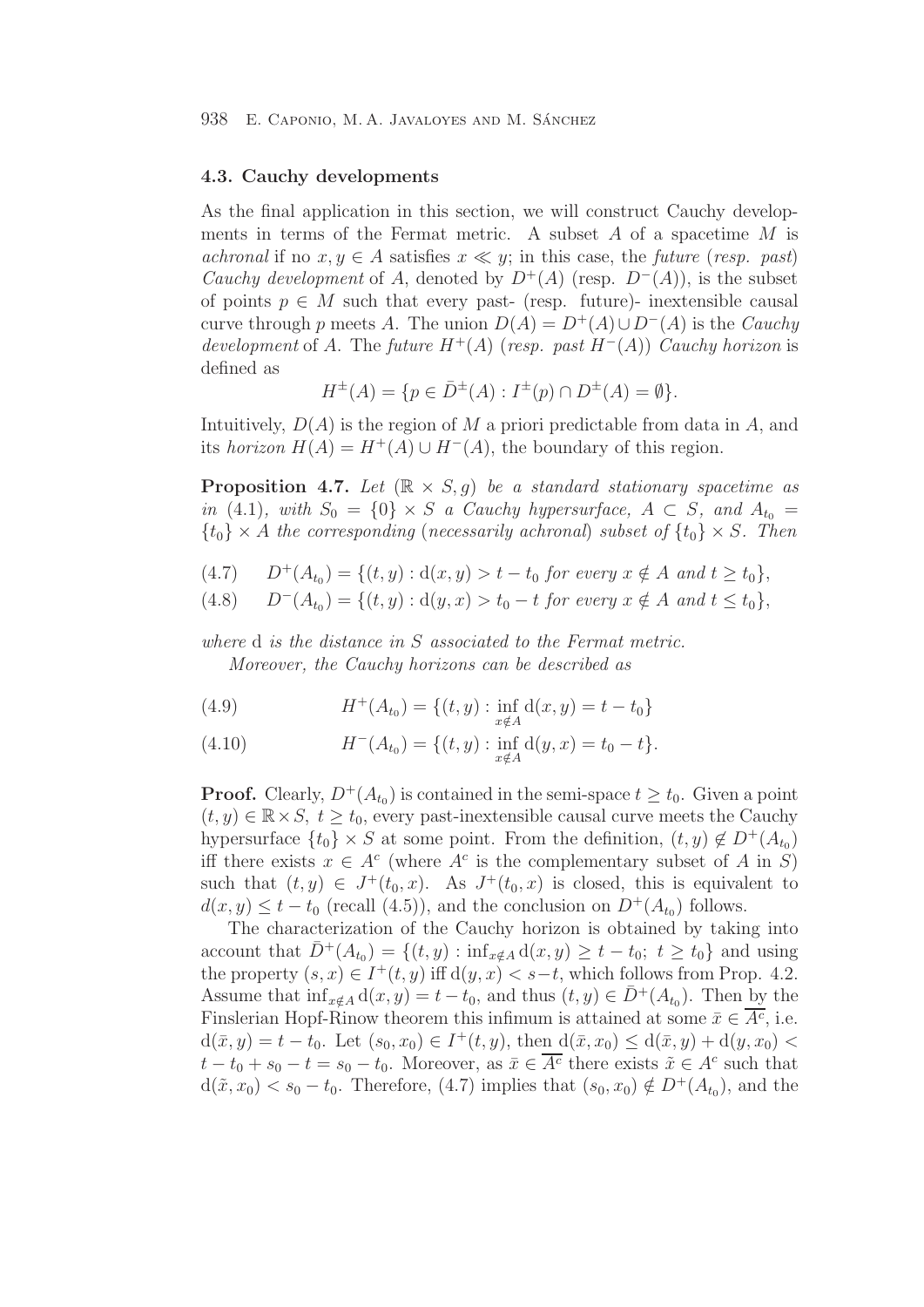### 4.3. Cauchy developments

As the final application in this section, we will construct Cauchy developments in terms of the Fermat metric. A subset $A$ of a spacetime $M$ is *achronal* if no $x, y \in A$ satisfies $x \ll y$; in this case, the *future* (*resp. past*) *Cauchy development* of $A$, denoted by $D^+(A)$ (resp. $D^-(A)$), is the subset of points $p \in M$ such that every past- (resp. future)- inextensible causal curve through $p$ meets $A$. The union $D(A) = D^+(A) \cup D^-(A)$ is the *Cauchy development* of $A$. The *future* $H^+(A)$ (*resp. past* $H^-(A)$) *Cauchy horizon* is defined as

$$H^\pm(A) = \{p \in \bar{D}^\pm(A) : I^\pm(p) \cap D^\pm(A) = \emptyset\}.$$

Intuitively, $D(A)$ is the region of $M$ a priori predictable from data in $A$, and its *horizon* $H(A) = H^+(A) \cup H^-(A)$, the boundary of this region.

**Proposition 4.7.** *Let* $(\mathbb{R} \times S, g)$ *be a standard stationary spacetime as in* (4.1), *with* $S_0 = \{0\} \times S$ *a Cauchy hypersurface,* $A \subset S$, *and* $A_{t_0} = \{t_0\} \times A$ *the corresponding* (*necessarily achronal*) *subset of* $\{t_0\} \times S$. *Then*

$$D^+(A_{t_0}) = \{(t, y) : \mathrm{d}(x, y) > t - t_0 \text{ for every } x \notin A \text{ and } t \geq t_0\}, \tag{4.7}$$

$$D^-(A_{t_0}) = \{(t, y) : \mathrm{d}(y, x) > t_0 - t \text{ for every } x \notin A \text{ and } t \leq t_0\}, \tag{4.8}$$

*where* d *is the distance in* $S$ *associated to the Fermat metric.*

*Moreover, the Cauchy horizons can be described as*

$$H^+(A_{t_0}) = \{(t, y) : \inf_{x \notin A} \mathrm{d}(x, y) = t - t_0\} \tag{4.9}$$

$$H^-(A_{t_0}) = \{(t, y) : \inf_{x \notin A} \mathrm{d}(y, x) = t_0 - t\}. \tag{4.10}$$

**Proof.** Clearly, $D^+(A_{t_0})$ is contained in the semi-space $t \geq t_0$. Given a point $(t, y) \in \mathbb{R} \times S$, $t \geq t_0$, every past-inextensible causal curve meets the Cauchy hypersurface $\{t_0\} \times S$ at some point. From the definition, $(t, y) \notin D^+(A_{t_0})$ iff there exists $x \in A^c$ (where $A^c$ is the complementary subset of $A$ in $S$) such that $(t, y) \in J^+(t_0, x)$. As $J^+(t_0, x)$ is closed, this is equivalent to $d(x, y) \leq t - t_0$ (recall (4.5)), and the conclusion on $D^+(A_{t_0})$ follows.

The characterization of the Cauchy horizon is obtained by taking into account that $\bar{D}^+(A_{t_0}) = \{(t, y) : \inf_{x \notin A} \mathrm{d}(x, y) \geq t - t_0;\ t \geq t_0\}$ and using the property $(s, x) \in I^+(t, y)$ iff $\mathrm{d}(y, x) < s - t$, which follows from Prop. 4.2. Assume that $\inf_{x \notin A} \mathrm{d}(x, y) = t - t_0$, and thus $(t, y) \in \bar{D}^+(A_{t_0})$. Then by the Finslerian Hopf-Rinow theorem this infimum is attained at some $\bar{x} \in \overline{A^c}$, i.e. $\mathrm{d}(\bar{x}, y) = t - t_0$. Let $(s_0, x_0) \in I^+(t, y)$, then $\mathrm{d}(\bar{x}, x_0) \leq \mathrm{d}(\bar{x}, y) + \mathrm{d}(y, x_0) < t - t_0 + s_0 - t = s_0 - t_0$. Moreover, as $\bar{x} \in \overline{A^c}$ there exists $\tilde{x} \in A^c$ such that $\mathrm{d}(\tilde{x}, x_0) < s_0 - t_0$. Therefore, (4.7) implies that $(s_0, x_0) \notin D^+(A_{t_0})$, and the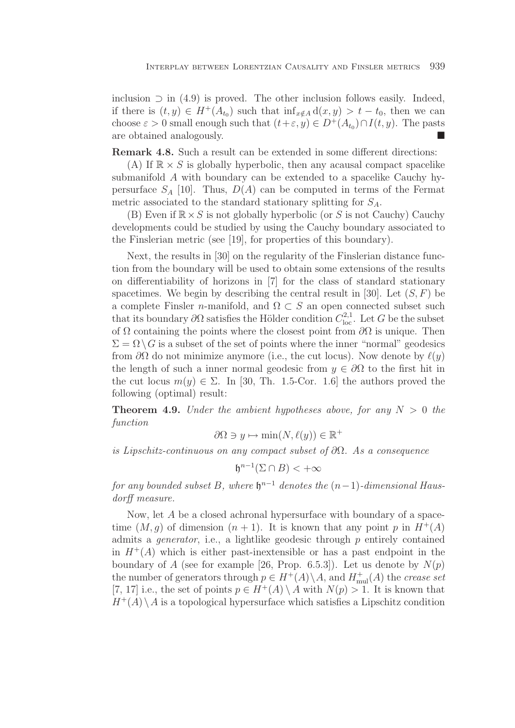inclusion $\supset$ in (4.9) is proved. The other inclusion follows easily. Indeed, if there is $(t,y) \in H^+(A_{t_0})$ such that $\inf_{x\notin A} \mathrm{d}(x,y) > t - t_0$, then we can choose $\varepsilon > 0$ small enough such that $(t+\varepsilon, y) \in D^+(A_{t_0}) \cap I(t,y)$. The pasts are obtained analogously. ∎

**Remark 4.8.** Such a result can be extended in some different directions:

(A) If $\mathbb{R} \times S$ is globally hyperbolic, then any acausal compact spacelike submanifold $A$ with boundary can be extended to a spacelike Cauchy hypersurface $S_A$ [10]. Thus, $D(A)$ can be computed in terms of the Fermat metric associated to the standard stationary splitting for $S_A$.

(B) Even if $\mathbb{R} \times S$ is not globally hyperbolic (or $S$ is not Cauchy) Cauchy developments could be studied by using the Cauchy boundary associated to the Finslerian metric (see [19], for properties of this boundary).

Next, the results in [30] on the regularity of the Finslerian distance function from the boundary will be used to obtain some extensions of the results on differentiability of horizons in [7] for the class of standard stationary spacetimes. We begin by describing the central result in [30]. Let $(S,F)$ be a complete Finsler $n$-manifold, and $\Omega \subset S$ an open connected subset such that its boundary $\partial\Omega$ satisfies the Hölder condition $C^{2,1}_{\mathrm{loc}}$. Let $G$ be the subset of $\Omega$ containing the points where the closest point from $\partial\Omega$ is unique. Then $\Sigma = \Omega \setminus G$ is a subset of the set of points where the inner "normal" geodesics from $\partial\Omega$ do not minimize anymore (i.e., the cut locus). Now denote by $\ell(y)$ the length of such a inner normal geodesic from $y \in \partial\Omega$ to the first hit in the cut locus $m(y) \in \Sigma$. In [30, Th. 1.5-Cor. 1.6] the authors proved the following (optimal) result:

**Theorem 4.9.** *Under the ambient hypotheses above, for any $N > 0$ the function*

$$\partial\Omega \ni y \mapsto \min(N, \ell(y)) \in \mathbb{R}^+$$

*is Lipschitz-continuous on any compact subset of $\partial\Omega$. As a consequence*

$$\mathfrak{h}^{n-1}(\Sigma \cap B) < +\infty$$

*for any bounded subset $B$, where $\mathfrak{h}^{n-1}$ denotes the $(n-1)$-dimensional Hausdorff measure.*

Now, let $A$ be a closed achronal hypersurface with boundary of a spacetime $(M,g)$ of dimension $(n+1)$. It is known that any point $p$ in $H^+(A)$ admits a *generator*, i.e., a lightlike geodesic through $p$ entirely contained in $H^+(A)$ which is either past-inextensible or has a past endpoint in the boundary of $A$ (see for example [26, Prop. 6.5.3]). Let us denote by $N(p)$ the number of generators through $p \in H^+(A)\setminus A$, and $H^+_{\mathrm{mul}}(A)$ the *crease set* [7, 17] i.e., the set of points $p \in H^+(A) \setminus A$ with $N(p) > 1$. It is known that $H^+(A)\setminus A$ is a topological hypersurface which satisfies a Lipschitz condition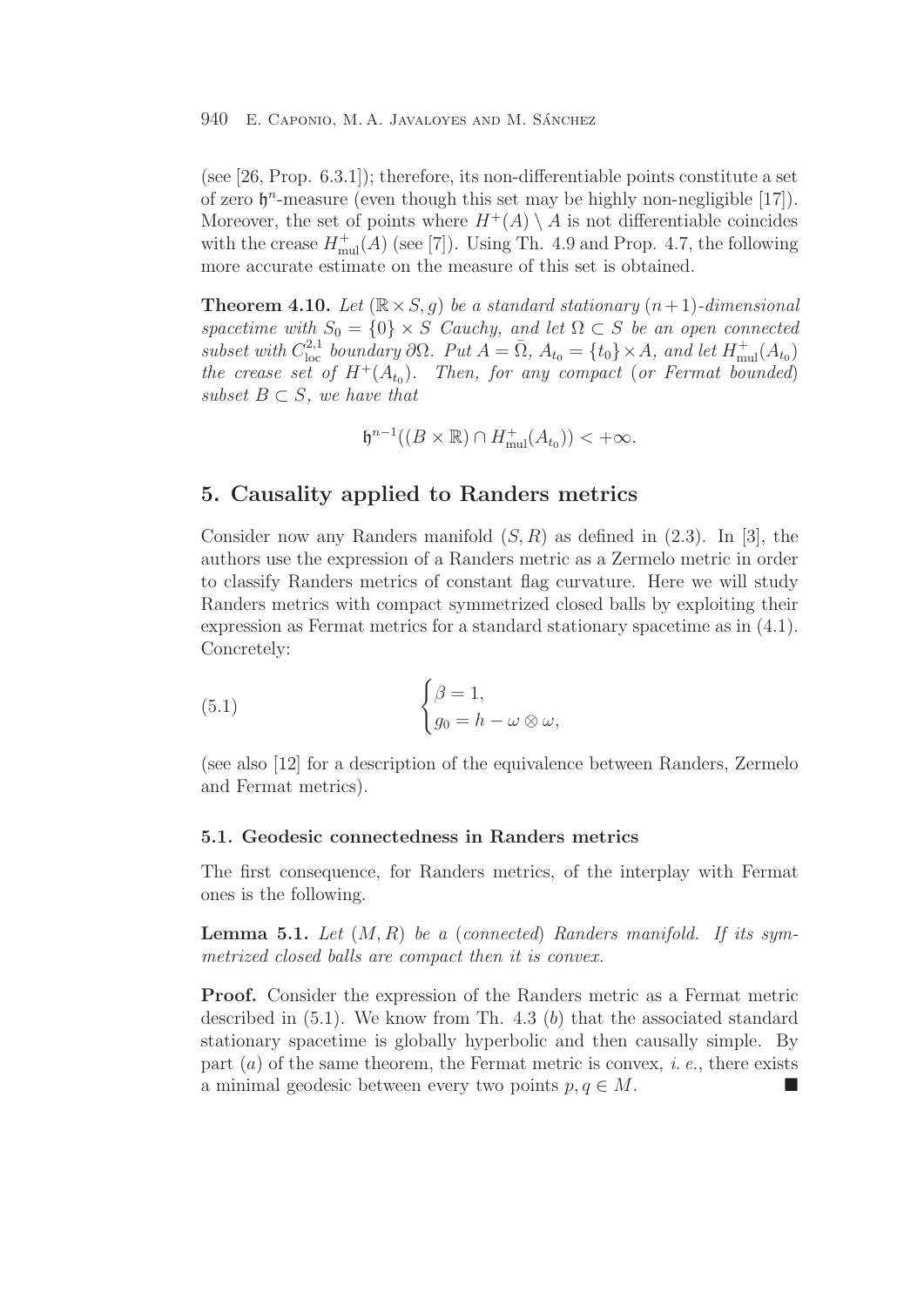(see [26, Prop. 6.3.1]); therefore, its non-differentiable points constitute a set of zero $\mathfrak{h}^n$-measure (even though this set may be highly non-negligible [17]). Moreover, the set of points where $H^+(A) \setminus A$ is not differentiable coincides with the crease $H^+_{\mathrm{mul}}(A)$ (see [7]). Using Th. 4.9 and Prop. 4.7, the following more accurate estimate on the measure of this set is obtained.

**Theorem 4.10.** *Let $(\mathbb{R} \times S, g)$ be a standard stationary $(n+1)$-dimensional spacetime with $S_0 = \{0\} \times S$ Cauchy, and let $\Omega \subset S$ be an open connected subset with $C^{2,1}_{\mathrm{loc}}$ boundary $\partial\Omega$. Put $A = \bar{\Omega}$, $A_{t_0} = \{t_0\} \times A$, and let $H^+_{\mathrm{mul}}(A_{t_0})$ the crease set of $H^+(A_{t_0})$. Then, for any compact* (*or Fermat bounded*) *subset $B \subset S$, we have that*

$$\mathfrak{h}^{n-1}((B \times \mathbb{R}) \cap H^+_{\mathrm{mul}}(A_{t_0})) < +\infty.$$

## 5. Causality applied to Randers metrics

Consider now any Randers manifold $(S, R)$ as defined in (2.3). In [3], the authors use the expression of a Randers metric as a Zermelo metric in order to classify Randers metrics of constant flag curvature. Here we will study Randers metrics with compact symmetrized closed balls by exploiting their expression as Fermat metrics for a standard stationary spacetime as in (4.1). Concretely:

$$\begin{cases} \beta = 1, \\ g_0 = h - \omega \otimes \omega, \end{cases} \tag{5.1}$$

(see also [12] for a description of the equivalence between Randers, Zermelo and Fermat metrics).

### 5.1. Geodesic connectedness in Randers metrics

The first consequence, for Randers metrics, of the interplay with Fermat ones is the following.

**Lemma 5.1.** *Let $(M, R)$ be a* (*connected*) *Randers manifold. If its symmetrized closed balls are compact then it is convex.*

**Proof.** Consider the expression of the Randers metric as a Fermat metric described in (5.1). We know from Th. 4.3 ($b$) that the associated standard stationary spacetime is globally hyperbolic and then causally simple. By part ($a$) of the same theorem, the Fermat metric is convex, *i. e.*, there exists a minimal geodesic between every two points $p, q \in M$. ∎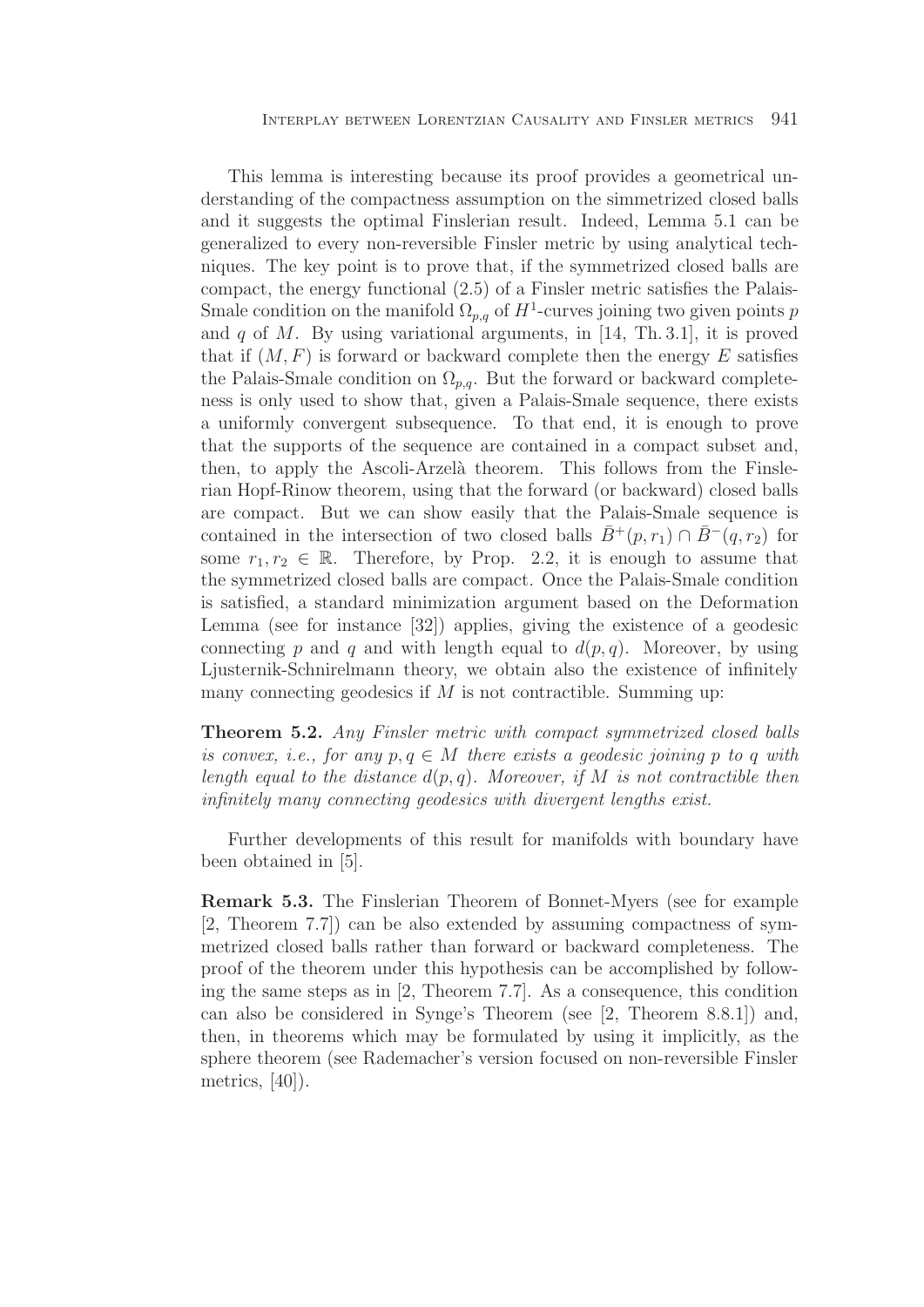This lemma is interesting because its proof provides a geometrical understanding of the compactness assumption on the simmetrized closed balls and it suggests the optimal Finslerian result. Indeed, Lemma 5.1 can be generalized to every non-reversible Finsler metric by using analytical techniques. The key point is to prove that, if the symmetrized closed balls are compact, the energy functional (2.5) of a Finsler metric satisfies the Palais-Smale condition on the manifold $\Omega_{p,q}$ of $H^1$-curves joining two given points $p$ and $q$ of $M$. By using variational arguments, in [14, Th. 3.1], it is proved that if $(M, F)$ is forward or backward complete then the energy $E$ satisfies the Palais-Smale condition on $\Omega_{p,q}$. But the forward or backward completeness is only used to show that, given a Palais-Smale sequence, there exists a uniformly convergent subsequence. To that end, it is enough to prove that the supports of the sequence are contained in a compact subset and, then, to apply the Ascoli-Arzelà theorem. This follows from the Finslerian Hopf-Rinow theorem, using that the forward (or backward) closed balls are compact. But we can show easily that the Palais-Smale sequence is contained in the intersection of two closed balls $\bar{B}^+(p, r_1) \cap \bar{B}^-(q, r_2)$ for some $r_1, r_2 \in \mathbb{R}$. Therefore, by Prop. 2.2, it is enough to assume that the symmetrized closed balls are compact. Once the Palais-Smale condition is satisfied, a standard minimization argument based on the Deformation Lemma (see for instance [32]) applies, giving the existence of a geodesic connecting $p$ and $q$ and with length equal to $d(p, q)$. Moreover, by using Ljusternik-Schnirelmann theory, we obtain also the existence of infinitely many connecting geodesics if $M$ is not contractible. Summing up:

**Theorem 5.2.** *Any Finsler metric with compact symmetrized closed balls is convex, i.e., for any $p, q \in M$ there exists a geodesic joining $p$ to $q$ with length equal to the distance $d(p, q)$. Moreover, if $M$ is not contractible then infinitely many connecting geodesics with divergent lengths exist.*

Further developments of this result for manifolds with boundary have been obtained in [5].

**Remark 5.3.** The Finslerian Theorem of Bonnet-Myers (see for example [2, Theorem 7.7]) can be also extended by assuming compactness of symmetrized closed balls rather than forward or backward completeness. The proof of the theorem under this hypothesis can be accomplished by following the same steps as in [2, Theorem 7.7]. As a consequence, this condition can also be considered in Synge's Theorem (see [2, Theorem 8.8.1]) and, then, in theorems which may be formulated by using it implicitly, as the sphere theorem (see Rademacher's version focused on non-reversible Finsler metrics, [40]).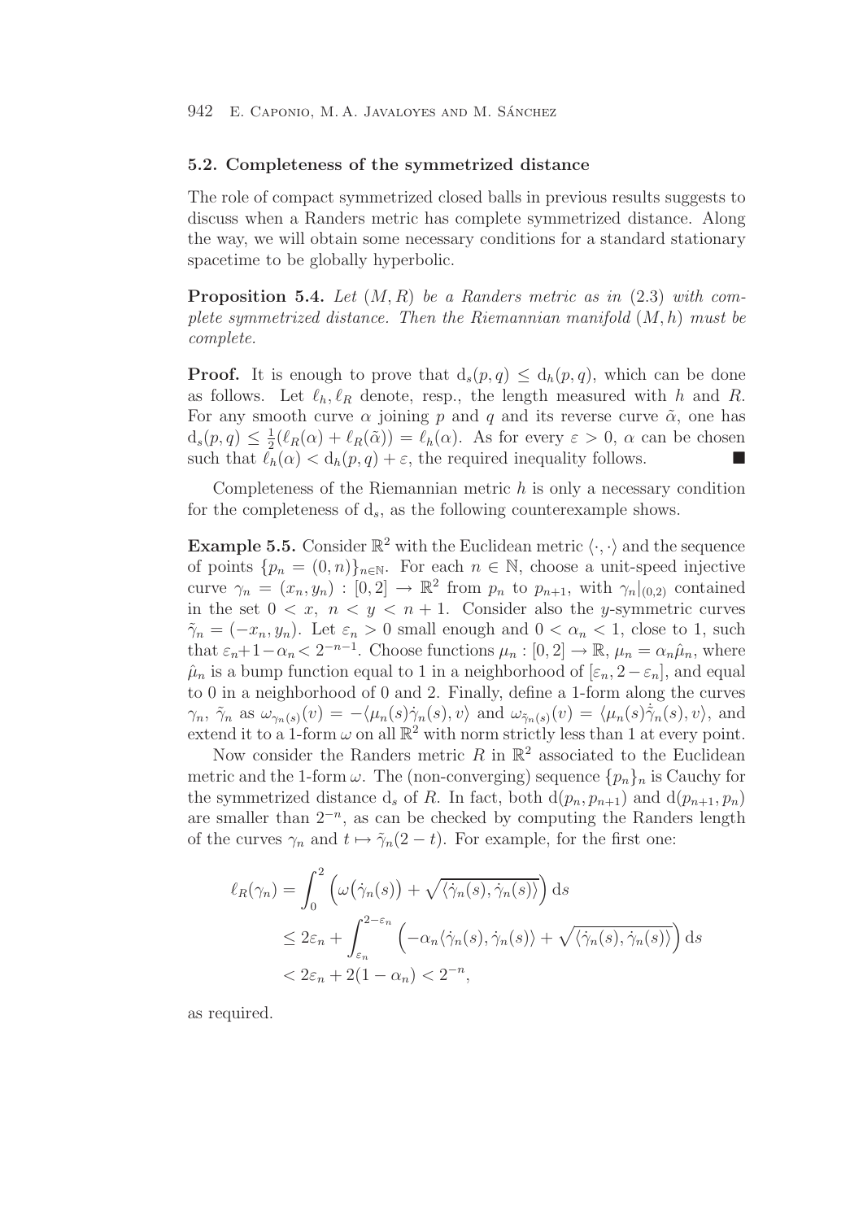### 5.2. Completeness of the symmetrized distance

The role of compact symmetrized closed balls in previous results suggests to discuss when a Randers metric has complete symmetrized distance. Along the way, we will obtain some necessary conditions for a standard stationary spacetime to be globally hyperbolic.

**Proposition 5.4.** *Let $(M, R)$ be a Randers metric as in (2.3) with complete symmetrized distance. Then the Riemannian manifold $(M, h)$ must be complete.*

**Proof.** It is enough to prove that $\mathrm{d}_s(p, q) \le \mathrm{d}_h(p, q)$, which can be done as follows. Let $\ell_h, \ell_R$ denote, resp., the length measured with $h$ and $R$. For any smooth curve $\alpha$ joining $p$ and $q$ and its reverse curve $\tilde{\alpha}$, one has $\mathrm{d}_s(p, q) \le \frac{1}{2}(\ell_R(\alpha) + \ell_R(\tilde{\alpha})) = \ell_h(\alpha)$. As for every $\varepsilon > 0$, $\alpha$ can be chosen such that $\ell_h(\alpha) < \mathrm{d}_h(p, q) + \varepsilon$, the required inequality follows. ■

Completeness of the Riemannian metric $h$ is only a necessary condition for the completeness of $\mathrm{d}_s$, as the following counterexample shows.

**Example 5.5.** Consider $\mathbb{R}^2$ with the Euclidean metric $\langle\cdot,\cdot\rangle$ and the sequence of points $\{p_n = (0, n)\}_{n\in\mathbb{N}}$. For each $n \in \mathbb{N}$, choose a unit-speed injective curve $\gamma_n = (x_n, y_n) : [0, 2] \to \mathbb{R}^2$ from $p_n$ to $p_{n+1}$, with $\gamma_n|_{(0,2)}$ contained in the set $0 < x$, $n < y < n + 1$. Consider also the $y$-symmetric curves $\tilde{\gamma}_n = (-x_n, y_n)$. Let $\varepsilon_n > 0$ small enough and $0 < \alpha_n < 1$, close to 1, such that $\varepsilon_n + 1 - \alpha_n < 2^{-n-1}$. Choose functions $\mu_n : [0, 2] \to \mathbb{R}$, $\mu_n = \alpha_n \hat{\mu}_n$, where $\hat{\mu}_n$ is a bump function equal to 1 in a neighborhood of $[\varepsilon_n, 2 - \varepsilon_n]$, and equal to 0 in a neighborhood of 0 and 2. Finally, define a 1-form along the curves $\gamma_n$, $\tilde{\gamma}_n$ as $\omega_{\gamma_n(s)}(v) = -\langle \mu_n(s)\dot{\gamma}_n(s), v\rangle$ and $\omega_{\tilde{\gamma}_n(s)}(v) = \langle \mu_n(s)\dot{\tilde{\gamma}}_n(s), v\rangle$, and extend it to a 1-form $\omega$ on all $\mathbb{R}^2$ with norm strictly less than 1 at every point.

Now consider the Randers metric $R$ in $\mathbb{R}^2$ associated to the Euclidean metric and the 1-form $\omega$. The (non-converging) sequence $\{p_n\}_n$ is Cauchy for the symmetrized distance $\mathrm{d}_s$ of $R$. In fact, both $\mathrm{d}(p_n, p_{n+1})$ and $\mathrm{d}(p_{n+1}, p_n)$ are smaller than $2^{-n}$, as can be checked by computing the Randers length of the curves $\gamma_n$ and $t \mapsto \tilde{\gamma}_n(2 - t)$. For example, for the first one:

$$\begin{aligned}
\ell_R(\gamma_n) &= \int_0^2 \Big(\omega\big(\dot{\gamma}_n(s)\big) + \sqrt{\langle\dot{\gamma}_n(s), \dot{\gamma}_n(s)\rangle}\Big)\,\mathrm{d}s \\
&\le 2\varepsilon_n + \int_{\varepsilon_n}^{2-\varepsilon_n} \Big(-\alpha_n\langle\dot{\gamma}_n(s), \dot{\gamma}_n(s)\rangle + \sqrt{\langle\dot{\gamma}_n(s), \dot{\gamma}_n(s)\rangle}\Big)\,\mathrm{d}s \\
&< 2\varepsilon_n + 2(1 - \alpha_n) < 2^{-n},
\end{aligned}$$

as required.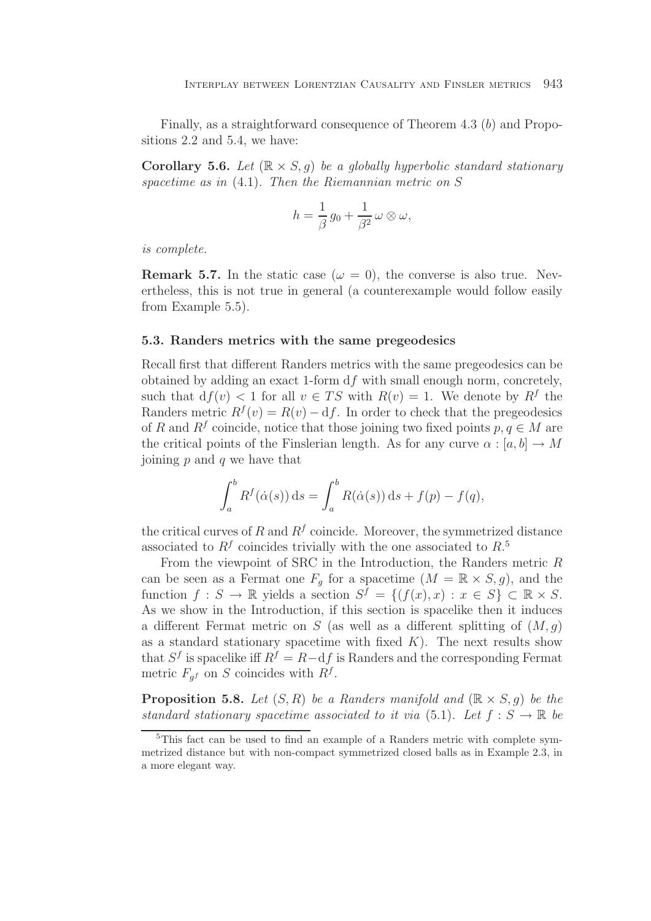Finally, as a straightforward consequence of Theorem 4.3 (*b*) and Propositions 2.2 and 5.4, we have:

**Corollary 5.6.** *Let* $(\mathbb{R} \times S, g)$ *be a globally hyperbolic standard stationary spacetime as in* (4.1). *Then the Riemannian metric on* $S$

$$h = \frac{1}{\beta}\, g_0 + \frac{1}{\beta^2}\, \omega \otimes \omega,$$

*is complete.*

**Remark 5.7.** In the static case ($\omega = 0$), the converse is also true. Nevertheless, this is not true in general (a counterexample would follow easily from Example 5.5).

### 5.3. Randers metrics with the same pregeodesics

Recall first that different Randers metrics with the same pregeodesics can be obtained by adding an exact 1-form $\mathrm{d}f$ with small enough norm, concretely, such that $\mathrm{d}f(v) < 1$ for all $v \in TS$ with $R(v) = 1$. We denote by $R^f$ the Randers metric $R^f(v) = R(v) - \mathrm{d}f$. In order to check that the pregeodesics of $R$ and $R^f$ coincide, notice that those joining two fixed points $p, q \in M$ are the critical points of the Finslerian length. As for any curve $\alpha : [a, b] \to M$ joining $p$ and $q$ we have that

$$\int_a^b R^f(\dot\alpha(s))\,\mathrm{d}s = \int_a^b R(\dot\alpha(s))\,\mathrm{d}s + f(p) - f(q),$$

the critical curves of $R$ and $R^f$ coincide. Moreover, the symmetrized distance associated to $R^f$ coincides trivially with the one associated to $R$.[5]

From the viewpoint of SRC in the Introduction, the Randers metric $R$ can be seen as a Fermat one $F_g$ for a spacetime $(M = \mathbb{R} \times S, g)$, and the function $f : S \to \mathbb{R}$ yields a section $S^f = \{(f(x), x) : x \in S\} \subset \mathbb{R} \times S$. As we show in the Introduction, if this section is spacelike then it induces a different Fermat metric on $S$ (as well as a different splitting of $(M, g)$ as a standard stationary spacetime with fixed $K$). The next results show that $S^f$ is spacelike iff $R^f = R - \mathrm{d}f$ is Randers and the corresponding Fermat metric $F_{g^f}$ on $S$ coincides with $R^f$.

**Proposition 5.8.** *Let* $(S, R)$ *be a Randers manifold and* $(\mathbb{R} \times S, g)$ *be the standard stationary spacetime associated to it via* (5.1). *Let* $f : S \to \mathbb{R}$ *be*

[5] This fact can be used to find an example of a Randers metric with complete symmetrized distance but with non-compact symmetrized closed balls as in Example 2.3, in a more elegant way.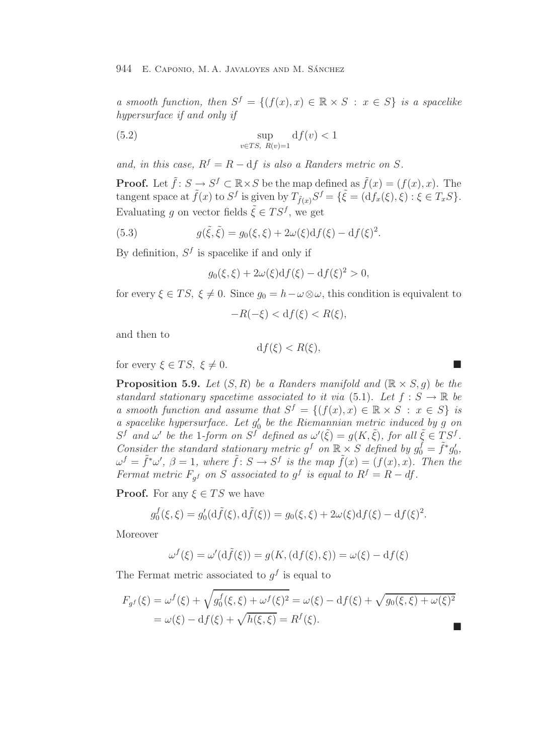*a smooth function, then $S^f = \{(f(x), x) \in \mathbb{R} \times S : x \in S\}$ is a spacelike hypersurface if and only if*

$$\sup_{v \in TS,\ R(v)=1} \mathrm{d}f(v) < 1 \tag{5.2}$$

*and, in this case, $R^f = R - \mathrm{d}f$ is also a Randers metric on $S$.*

**Proof.** Let $\tilde{f} \colon S \to S^f \subset \mathbb{R} \times S$ be the map defined as $\tilde{f}(x) = (f(x), x)$. The tangent space at $\tilde{f}(x)$ to $S^f$ is given by $T_{\tilde{f}(x)} S^f = \{\tilde{\xi} = (\mathrm{d}f_x(\xi), \xi) : \xi \in T_x S\}$. Evaluating $g$ on vector fields $\tilde{\xi} \in TS^f$, we get

$$g(\tilde{\xi}, \tilde{\xi}) = g_0(\xi, \xi) + 2\omega(\xi)\mathrm{d}f(\xi) - \mathrm{d}f(\xi)^2. \tag{5.3}$$

By definition, $S^f$ is spacelike if and only if

$$g_0(\xi, \xi) + 2\omega(\xi)\mathrm{d}f(\xi) - \mathrm{d}f(\xi)^2 > 0,$$

for every $\xi \in TS$, $\xi \neq 0$. Since $g_0 = h - \omega \otimes \omega$, this condition is equivalent to

$$-R(-\xi) < \mathrm{d}f(\xi) < R(\xi),$$

and then to

$$\mathrm{d}f(\xi) < R(\xi),$$

for every $\xi \in TS$, $\xi \neq 0$. ∎

**Proposition 5.9.** *Let $(S, R)$ be a Randers manifold and $(\mathbb{R} \times S, g)$ be the standard stationary spacetime associated to it via (5.1). Let $f : S \to \mathbb{R}$ be a smooth function and assume that $S^f = \{(f(x), x) \in \mathbb{R} \times S : x \in S\}$ is a spacelike hypersurface. Let $g'_0$ be the Riemannian metric induced by $g$ on $S^f$ and $\omega'$ be the 1-form on $S^f$ defined as $\omega'(\tilde{\xi}) = g(K, \tilde{\xi})$, for all $\tilde{\xi} \in TS^f$. Consider the standard stationary metric $g^f$ on $\mathbb{R} \times S$ defined by $g^f_0 = \tilde{f}^* g'_0$, $\omega^f = \tilde{f}^* \omega'$, $\beta = 1$, where $\tilde{f} \colon S \to S^f$ is the map $\tilde{f}(x) = (f(x), x)$. Then the Fermat metric $F_{g^f}$ on $S$ associated to $g^f$ is equal to $R^f = R - df$.*

**Proof.** For any $\xi \in TS$ we have

$$g^f_0(\xi, \xi) = g'_0(\mathrm{d}\tilde{f}(\xi), \mathrm{d}\tilde{f}(\xi)) = g_0(\xi, \xi) + 2\omega(\xi)\mathrm{d}f(\xi) - \mathrm{d}f(\xi)^2.$$

Moreover

$$\omega^f(\xi) = \omega'(\mathrm{d}\tilde{f}(\xi)) = g(K, (\mathrm{d}f(\xi), \xi)) = \omega(\xi) - \mathrm{d}f(\xi)$$

The Fermat metric associated to $g^f$ is equal to

$$\begin{aligned} F_{g^f}(\xi) &= \omega^f(\xi) + \sqrt{g^f_0(\xi, \xi) + \omega^f(\xi)^2} = \omega(\xi) - \mathrm{d}f(\xi) + \sqrt{g_0(\xi, \xi) + \omega(\xi)^2} \\ &= \omega(\xi) - \mathrm{d}f(\xi) + \sqrt{h(\xi, \xi)} = R^f(\xi). \end{aligned}$$

∎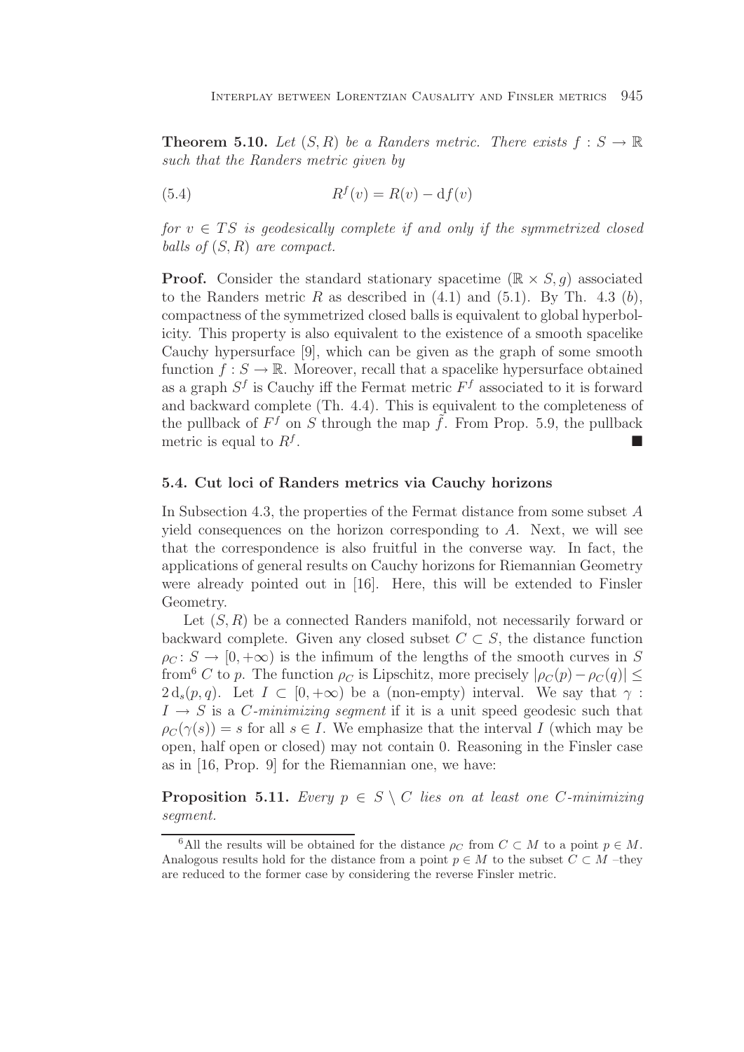**Theorem 5.10.** *Let $(S, R)$ be a Randers metric. There exists $f : S \to \mathbb{R}$ such that the Randers metric given by*

$$R^f(v) = R(v) - \mathrm{d}f(v) \tag{5.4}$$

*for $v \in TS$ is geodesically complete if and only if the symmetrized closed balls of $(S, R)$ are compact.*

**Proof.** Consider the standard stationary spacetime $(\mathbb{R} \times S, g)$ associated to the Randers metric $R$ as described in (4.1) and (5.1). By Th. 4.3 (*b*), compactness of the symmetrized closed balls is equivalent to global hyperbolicity. This property is also equivalent to the existence of a smooth spacelike Cauchy hypersurface [9], which can be given as the graph of some smooth function $f : S \to \mathbb{R}$. Moreover, recall that a spacelike hypersurface obtained as a graph $S^f$ is Cauchy iff the Fermat metric $F^f$ associated to it is forward and backward complete (Th. 4.4). This is equivalent to the completeness of the pullback of $F^f$ on $S$ through the map $\tilde{f}$. From Prop. 5.9, the pullback metric is equal to $R^f$. ∎

### 5.4. Cut loci of Randers metrics via Cauchy horizons

In Subsection 4.3, the properties of the Fermat distance from some subset $A$ yield consequences on the horizon corresponding to $A$. Next, we will see that the correspondence is also fruitful in the converse way. In fact, the applications of general results on Cauchy horizons for Riemannian Geometry were already pointed out in [16]. Here, this will be extended to Finsler Geometry.

Let $(S, R)$ be a connected Randers manifold, not necessarily forward or backward complete. Given any closed subset $C \subset S$, the distance function $\rho_C : S \to [0, +\infty)$ is the infimum of the lengths of the smooth curves in $S$ from[6] $C$ to $p$. The function $\rho_C$ is Lipschitz, more precisely $|\rho_C(p) - \rho_C(q)| \leq 2\,\mathrm{d}_s(p, q)$. Let $I \subset [0, +\infty)$ be a (non-empty) interval. We say that $\gamma : I \to S$ is a *$C$-minimizing segment* if it is a unit speed geodesic such that $\rho_C(\gamma(s)) = s$ for all $s \in I$. We emphasize that the interval $I$ (which may be open, half open or closed) may not contain 0. Reasoning in the Finsler case as in [16, Prop. 9] for the Riemannian one, we have:

**Proposition 5.11.** *Every $p \in S \setminus C$ lies on at least one $C$-minimizing segment.*

---

[6] All the results will be obtained for the distance $\rho_C$ from $C \subset M$ to a point $p \in M$. Analogous results hold for the distance from a point $p \in M$ to the subset $C \subset M$ –they are reduced to the former case by considering the reverse Finsler metric.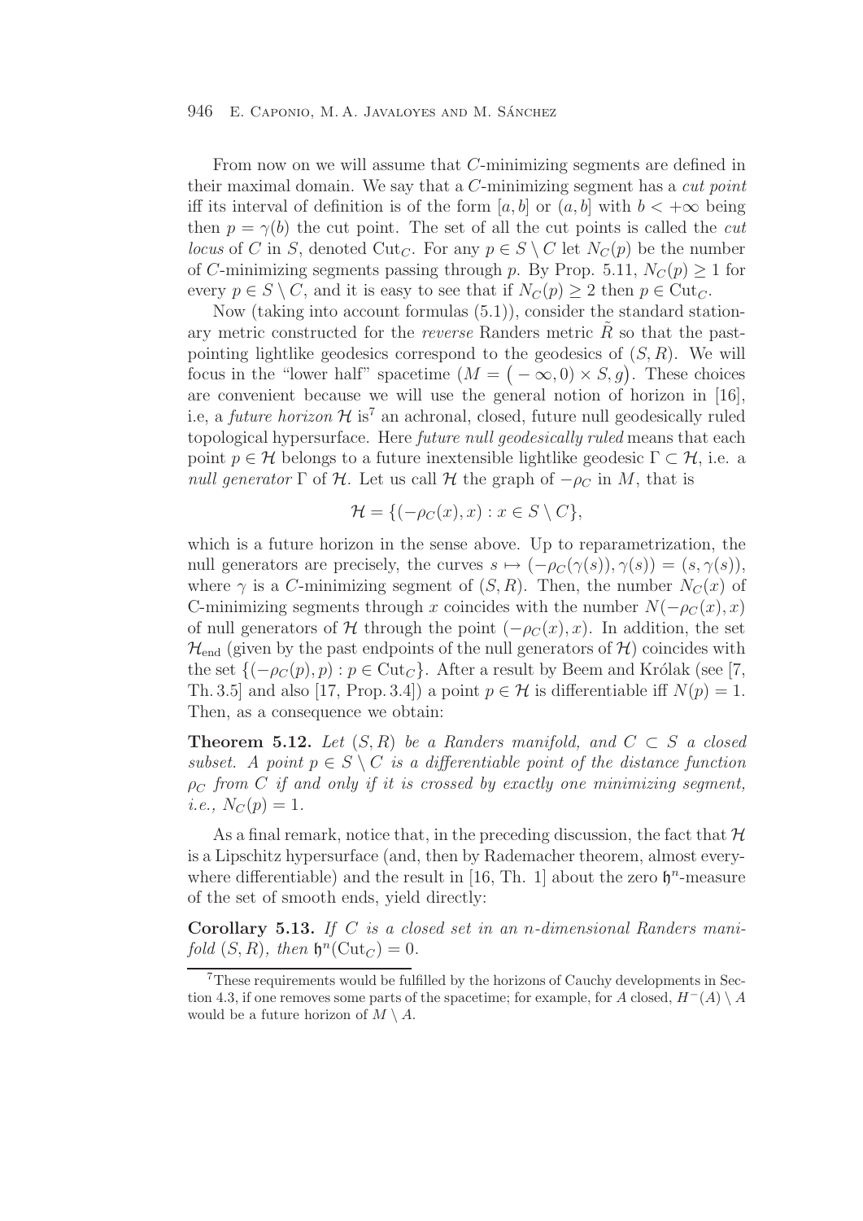From now on we will assume that $C$-minimizing segments are defined in their maximal domain. We say that a $C$-minimizing segment has a *cut point* iff its interval of definition is of the form $[a, b]$ or $(a, b]$ with $b < +\infty$ being then $p = \gamma(b)$ the cut point. The set of all the cut points is called the *cut locus* of $C$ in $S$, denoted $\mathrm{Cut}_C$. For any $p \in S \setminus C$ let $N_C(p)$ be the number of $C$-minimizing segments passing through $p$. By Prop. 5.11, $N_C(p) \geq 1$ for every $p \in S \setminus C$, and it is easy to see that if $N_C(p) \geq 2$ then $p \in \mathrm{Cut}_C$.

Now (taking into account formulas (5.1)), consider the standard stationary metric constructed for the *reverse* Randers metric $\tilde{R}$ so that the past-pointing lightlike geodesics correspond to the geodesics of $(S, R)$. We will focus in the "lower half" spacetime $(M = (-\infty, 0) \times S, g)$. These choices are convenient because we will use the general notion of horizon in [16], i.e, a *future horizon* $\mathcal{H}$ is[7] an achronal, closed, future null geodesically ruled topological hypersurface. Here *future null geodesically ruled* means that each point $p \in \mathcal{H}$ belongs to a future inextensible lightlike geodesic $\Gamma \subset \mathcal{H}$, i.e. a *null generator* $\Gamma$ of $\mathcal{H}$. Let us call $\mathcal{H}$ the graph of $-\rho_C$ in $M$, that is

$$\mathcal{H} = \{(-\rho_C(x), x) : x \in S \setminus C\},$$

which is a future horizon in the sense above. Up to reparametrization, the null generators are precisely, the curves $s \mapsto (-\rho_C(\gamma(s)), \gamma(s)) = (s, \gamma(s))$, where $\gamma$ is a $C$-minimizing segment of $(S, R)$. Then, the number $N_C(x)$ of C-minimizing segments through $x$ coincides with the number $N(-\rho_C(x), x)$ of null generators of $\mathcal{H}$ through the point $(-\rho_C(x), x)$. In addition, the set $\mathcal{H}_{\mathrm{end}}$ (given by the past endpoints of the null generators of $\mathcal{H}$) coincides with the set $\{(-\rho_C(p), p) : p \in \mathrm{Cut}_C\}$. After a result by Beem and Królak (see [7, Th. 3.5] and also [17, Prop. 3.4]) a point $p \in \mathcal{H}$ is differentiable iff $N(p) = 1$. Then, as a consequence we obtain:

**Theorem 5.12.** *Let $(S, R)$ be a Randers manifold, and $C \subset S$ a closed subset. A point $p \in S \setminus C$ is a differentiable point of the distance function $\rho_C$ from $C$ if and only if it is crossed by exactly one minimizing segment, i.e., $N_C(p) = 1$.*

As a final remark, notice that, in the preceding discussion, the fact that $\mathcal{H}$ is a Lipschitz hypersurface (and, then by Rademacher theorem, almost everywhere differentiable) and the result in [16, Th. 1] about the zero $\mathfrak{h}^n$-measure of the set of smooth ends, yield directly:

**Corollary 5.13.** *If $C$ is a closed set in an $n$-dimensional Randers manifold $(S, R)$, then $\mathfrak{h}^n(\mathrm{Cut}_C) = 0$.*

---

[7] These requirements would be fulfilled by the horizons of Cauchy developments in Section 4.3, if one removes some parts of the spacetime; for example, for $A$ closed, $H^-(A) \setminus A$ would be a future horizon of $M \setminus A$.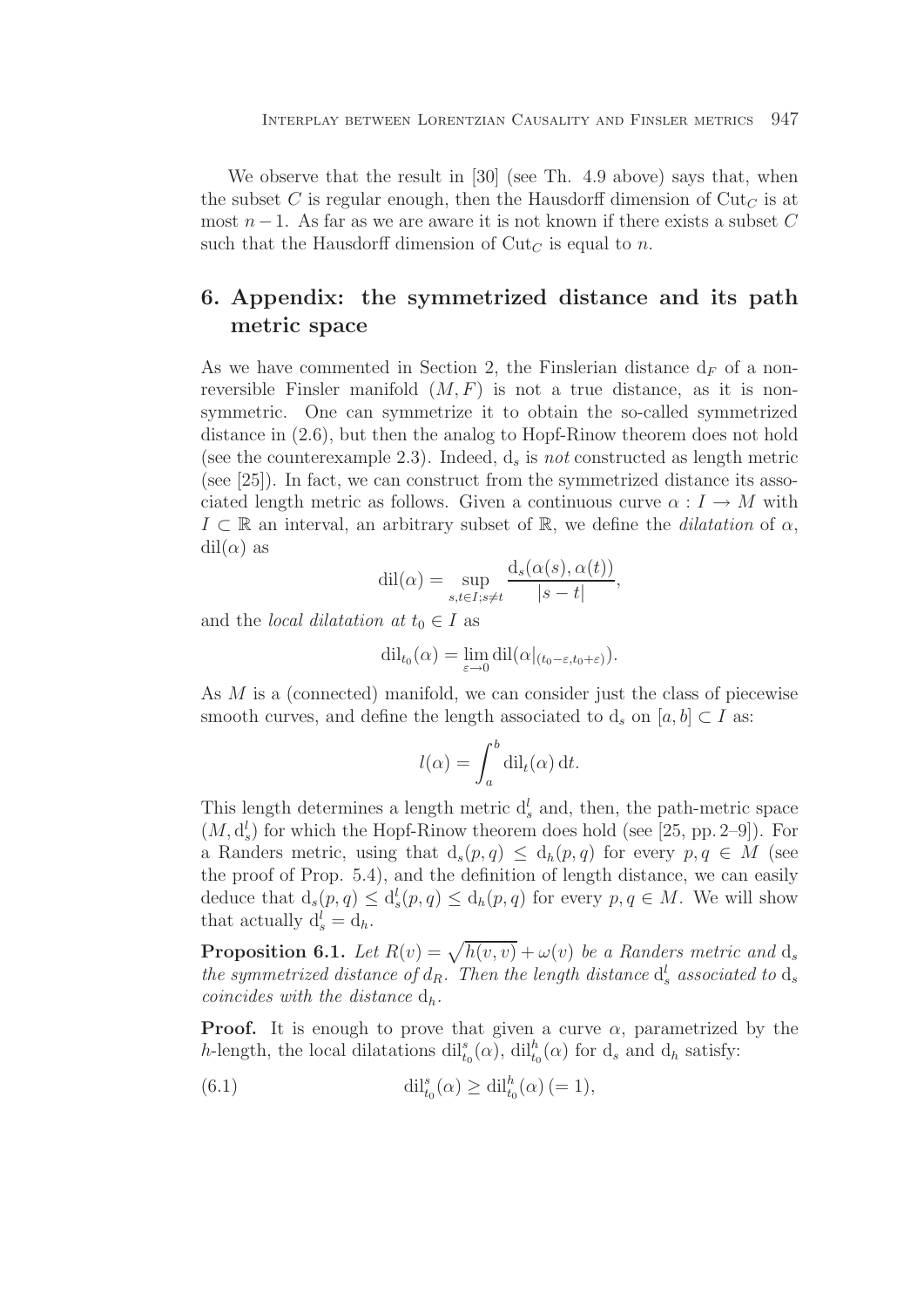We observe that the result in [30] (see Th. 4.9 above) says that, when the subset $C$ is regular enough, then the Hausdorff dimension of $\mathrm{Cut}_C$ is at most $n-1$. As far as we are aware it is not known if there exists a subset $C$ such that the Hausdorff dimension of $\mathrm{Cut}_C$ is equal to $n$.

## 6. Appendix: the symmetrized distance and its path metric space

As we have commented in Section 2, the Finslerian distance $\mathrm{d}_F$ of a non-reversible Finsler manifold $(M, F)$ is not a true distance, as it is non-symmetric. One can symmetrize it to obtain the so-called symmetrized distance in (2.6), but then the analog to Hopf-Rinow theorem does not hold (see the counterexample 2.3). Indeed, $\mathrm{d}_s$ is *not* constructed as length metric (see [25]). In fact, we can construct from the symmetrized distance its associated length metric as follows. Given a continuous curve $\alpha : I \to M$ with $I \subset \mathbb{R}$ an interval, an arbitrary subset of $\mathbb{R}$, we define the *dilatation* of $\alpha$, $\mathrm{dil}(\alpha)$ as

$$\mathrm{dil}(\alpha) = \sup_{s,t \in I; s \neq t} \frac{\mathrm{d}_s(\alpha(s), \alpha(t))}{|s-t|},$$

and the *local dilatation at* $t_0 \in I$ as

$$\mathrm{dil}_{t_0}(\alpha) = \lim_{\varepsilon \to 0} \mathrm{dil}(\alpha|_{(t_0-\varepsilon, t_0+\varepsilon)}).$$

As $M$ is a (connected) manifold, we can consider just the class of piecewise smooth curves, and define the length associated to $\mathrm{d}_s$ on $[a, b] \subset I$ as:

$$l(\alpha) = \int_a^b \mathrm{dil}_t(\alpha)\, \mathrm{d}t.$$

This length determines a length metric $\mathrm{d}_s^l$ and, then, the path-metric space $(M, \mathrm{d}_s^l)$ for which the Hopf-Rinow theorem does hold (see [25, pp. 2–9]). For a Randers metric, using that $\mathrm{d}_s(p, q) \leq \mathrm{d}_h(p, q)$ for every $p, q \in M$ (see the proof of Prop. 5.4), and the definition of length distance, we can easily deduce that $\mathrm{d}_s(p, q) \leq \mathrm{d}_s^l(p, q) \leq \mathrm{d}_h(p, q)$ for every $p, q \in M$. We will show that actually $\mathrm{d}_s^l = \mathrm{d}_h$.

**Proposition 6.1.** *Let $R(v) = \sqrt{h(v, v)} + \omega(v)$ be a Randers metric and $\mathrm{d}_s$ the symmetrized distance of $d_R$. Then the length distance $\mathrm{d}_s^l$ associated to $\mathrm{d}_s$ coincides with the distance $\mathrm{d}_h$.*

**Proof.** It is enough to prove that given a curve $\alpha$, parametrized by the $h$-length, the local dilatations $\mathrm{dil}_{t_0}^s(\alpha)$, $\mathrm{dil}_{t_0}^h(\alpha)$ for $\mathrm{d}_s$ and $\mathrm{d}_h$ satisfy:

$$\mathrm{dil}_{t_0}^s(\alpha) \geq \mathrm{dil}_{t_0}^h(\alpha)\, (= 1), \tag{6.1}$$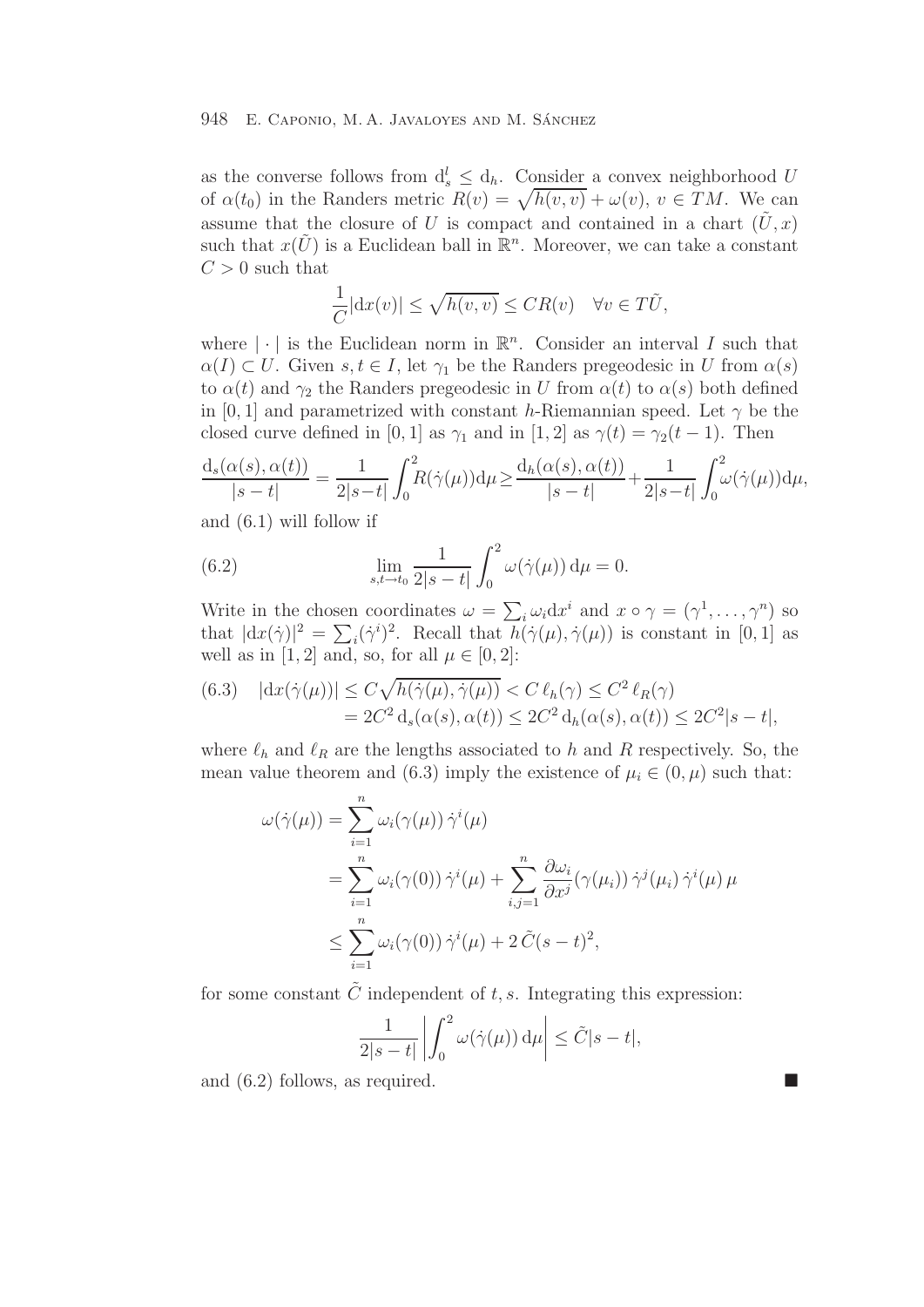as the converse follows from $\mathrm{d}_s^l \leq \mathrm{d}_h$. Consider a convex neighborhood $U$ of $\alpha(t_0)$ in the Randers metric $R(v) = \sqrt{h(v,v)} + \omega(v)$, $v \in TM$. We can assume that the closure of $U$ is compact and contained in a chart $(\tilde{U}, x)$ such that $x(\tilde{U})$ is a Euclidean ball in $\mathbb{R}^n$. Moreover, we can take a constant $C > 0$ such that

$$\frac{1}{C}|\mathrm{d}x(v)| \leq \sqrt{h(v,v)} \leq CR(v) \quad \forall v \in T\tilde{U},$$

where $|\cdot|$ is the Euclidean norm in $\mathbb{R}^n$. Consider an interval $I$ such that $\alpha(I) \subset U$. Given $s, t \in I$, let $\gamma_1$ be the Randers pregeodesic in $U$ from $\alpha(s)$ to $\alpha(t)$ and $\gamma_2$ the Randers pregeodesic in $U$ from $\alpha(t)$ to $\alpha(s)$ both defined in $[0,1]$ and parametrized with constant $h$-Riemannian speed. Let $\gamma$ be the closed curve defined in $[0,1]$ as $\gamma_1$ and in $[1,2]$ as $\gamma(t) = \gamma_2(t-1)$. Then

$$\frac{\mathrm{d}_s(\alpha(s),\alpha(t))}{|s-t|} = \frac{1}{2|s-t|}\int_0^2 R(\dot{\gamma}(\mu))\mathrm{d}\mu \geq \frac{\mathrm{d}_h(\alpha(s),\alpha(t))}{|s-t|} + \frac{1}{2|s-t|}\int_0^2 \omega(\dot{\gamma}(\mu))\mathrm{d}\mu,$$

and (6.1) will follow if

$$\lim_{s,t\to t_0} \frac{1}{2|s-t|}\int_0^2 \omega(\dot{\gamma}(\mu))\,\mathrm{d}\mu = 0. \tag{6.2}$$

Write in the chosen coordinates $\omega = \sum_i \omega_i \mathrm{d}x^i$ and $x \circ \gamma = (\gamma^1, \ldots, \gamma^n)$ so that $|\mathrm{d}x(\dot{\gamma})|^2 = \sum_i (\dot{\gamma}^i)^2$. Recall that $h(\dot{\gamma}(\mu), \dot{\gamma}(\mu))$ is constant in $[0,1]$ as well as in $[1,2]$ and, so, for all $\mu \in [0,2]$:

$$\begin{aligned}(6.3)\quad |\mathrm{d}x(\dot{\gamma}(\mu))| &\leq C\sqrt{h(\dot{\gamma}(\mu),\dot{\gamma}(\mu))} < C\,\ell_h(\gamma) \leq C^2\,\ell_R(\gamma) \\ &= 2C^2\,\mathrm{d}_s(\alpha(s),\alpha(t)) \leq 2C^2\,\mathrm{d}_h(\alpha(s),\alpha(t)) \leq 2C^2|s-t|,\end{aligned}$$

where $\ell_h$ and $\ell_R$ are the lengths associated to $h$ and $R$ respectively. So, the mean value theorem and (6.3) imply the existence of $\mu_i \in (0,\mu)$ such that:

$$\begin{aligned}\omega(\dot{\gamma}(\mu)) &= \sum_{i=1}^n \omega_i(\gamma(\mu))\,\dot{\gamma}^i(\mu) \\ &= \sum_{i=1}^n \omega_i(\gamma(0))\,\dot{\gamma}^i(\mu) + \sum_{i,j=1}^n \frac{\partial \omega_i}{\partial x^j}(\gamma(\mu_i))\,\dot{\gamma}^j(\mu_i)\,\dot{\gamma}^i(\mu)\,\mu \\ &\leq \sum_{i=1}^n \omega_i(\gamma(0))\,\dot{\gamma}^i(\mu) + 2\,\tilde{C}(s-t)^2,\end{aligned}$$

for some constant $\tilde{C}$ independent of $t, s$. Integrating this expression:

$$\frac{1}{2|s-t|}\left|\int_0^2 \omega(\dot{\gamma}(\mu))\,\mathrm{d}\mu\right| \leq \tilde{C}|s-t|,$$

and (6.2) follows, as required. ∎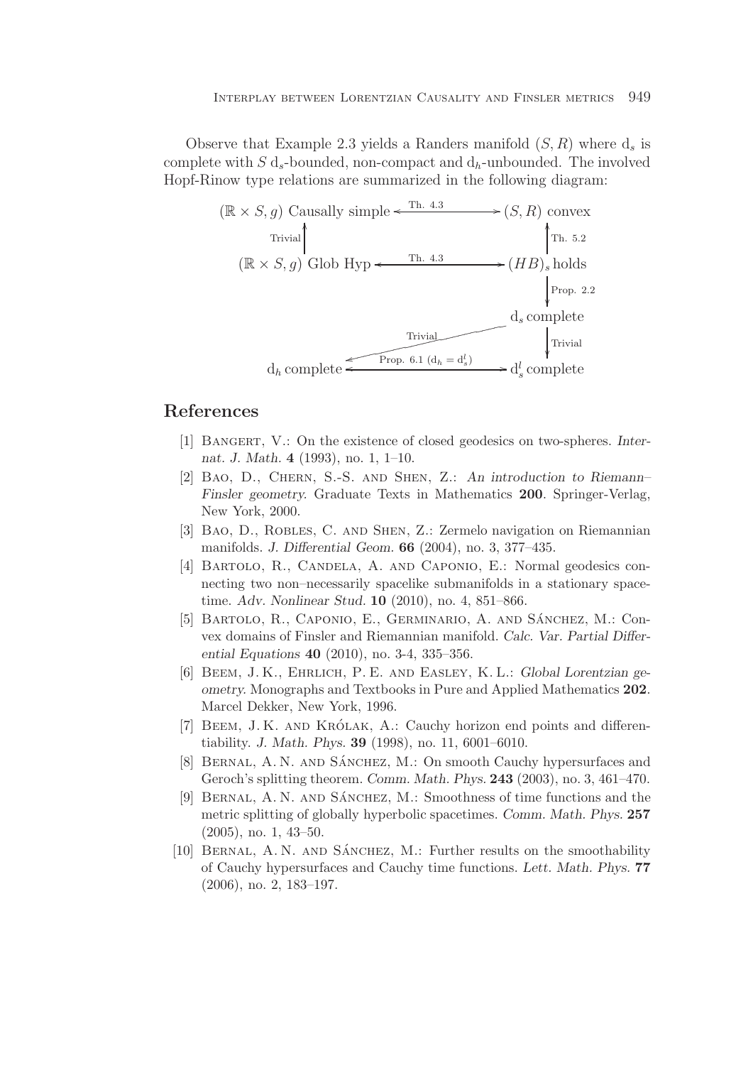Observe that Example 2.3 yields a Randers manifold $(S,R)$ where $d_s$ is complete with $S$ $d_s$-bounded, non-compact and $d_h$-unbounded. The involved Hopf-Rinow type relations are summarized in the following diagram:

```
(ℝ × S, g) Causally simple  <---- Th. 4.3 ---->  (S, R) convex
          ^                                            ^
          | Trivial                                    | Th. 5.2
          |                                            |
(ℝ × S, g) Glob Hyp  <------- Th. 4.3 ------->  (HB)_s holds
                                                       |
                                                       | Prop. 2.2
                                                       v
                                                 d_s complete
                          Trivial                      |
          <--------------------------------------------| Trivial
          |                                            v
d_h complete  <---- Prop. 6.1 (d_h = d_s^l) ---->  d_s^l complete
```

## References

[1] Bangert, V.: On the existence of closed geodesics on two-spheres. *Internat. J. Math.* **4** (1993), no. 1, 1–10.

[2] Bao, D., Chern, S.-S. and Shen, Z.: *An introduction to Riemann–Finsler geometry*. Graduate Texts in Mathematics **200**. Springer-Verlag, New York, 2000.

[3] Bao, D., Robles, C. and Shen, Z.: Zermelo navigation on Riemannian manifolds. *J. Differential Geom.* **66** (2004), no. 3, 377–435.

[4] Bartolo, R., Candela, A. and Caponio, E.: Normal geodesics connecting two non–necessarily spacelike submanifolds in a stationary spacetime. *Adv. Nonlinear Stud.* **10** (2010), no. 4, 851–866.

[5] Bartolo, R., Caponio, E., Germinario, A. and Sánchez, M.: Convex domains of Finsler and Riemannian manifold. *Calc. Var. Partial Differential Equations* **40** (2010), no. 3-4, 335–356.

[6] Beem, J. K., Ehrlich, P. E. and Easley, K. L.: *Global Lorentzian geometry*. Monographs and Textbooks in Pure and Applied Mathematics **202**. Marcel Dekker, New York, 1996.

[7] Beem, J. K. and Królak, A.: Cauchy horizon end points and differentiability. *J. Math. Phys.* **39** (1998), no. 11, 6001–6010.

[8] Bernal, A. N. and Sánchez, M.: On smooth Cauchy hypersurfaces and Geroch's splitting theorem. *Comm. Math. Phys.* **243** (2003), no. 3, 461–470.

[9] Bernal, A. N. and Sánchez, M.: Smoothness of time functions and the metric splitting of globally hyperbolic spacetimes. *Comm. Math. Phys.* **257** (2005), no. 1, 43–50.

[10] Bernal, A. N. and Sánchez, M.: Further results on the smoothability of Cauchy hypersurfaces and Cauchy time functions. *Lett. Math. Phys.* **77** (2006), no. 2, 183–197.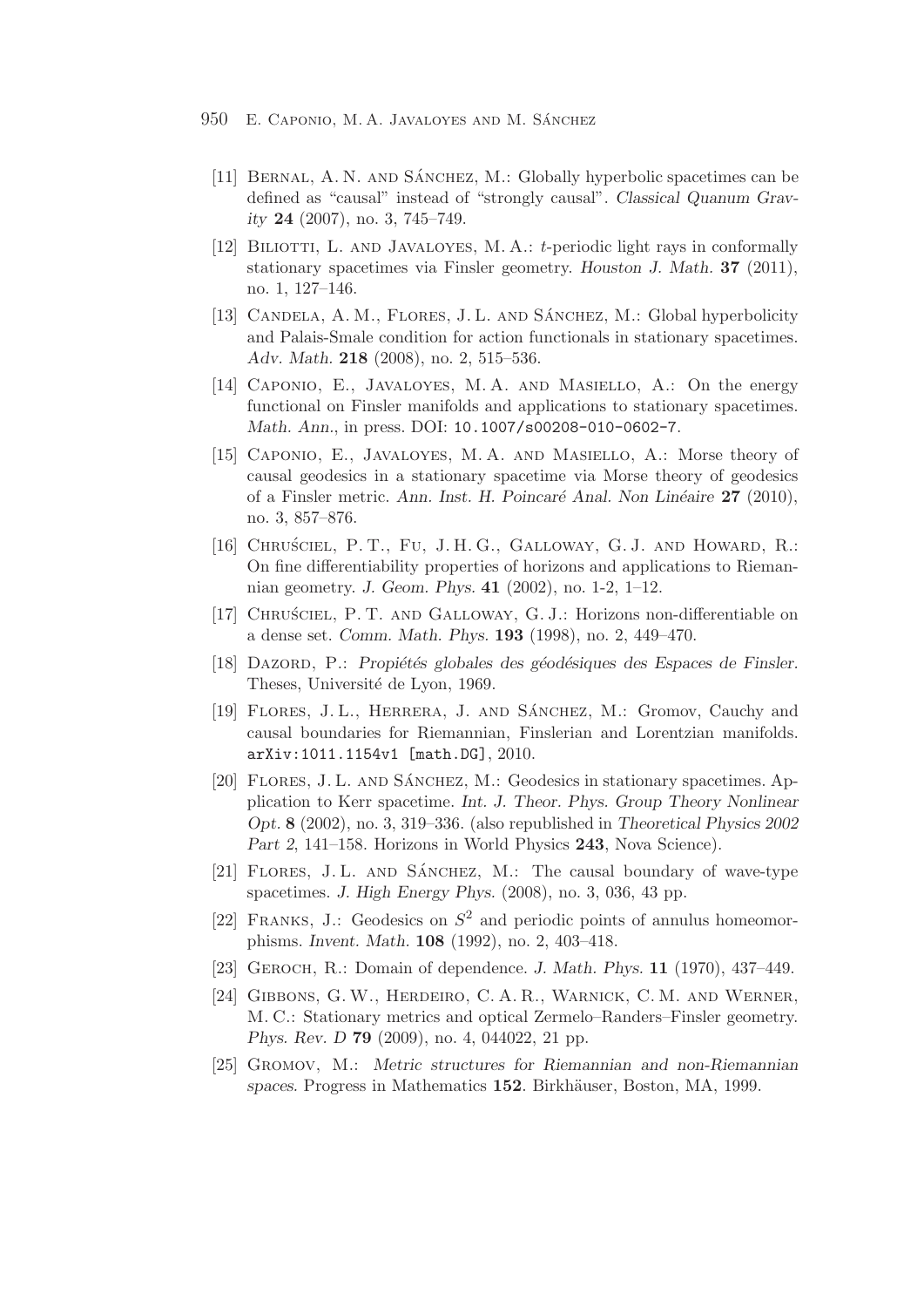[11] Bernal, A. N. and Sánchez, M.: Globally hyperbolic spacetimes can be defined as "causal" instead of "strongly causal". *Classical Quanum Gravity* **24** (2007), no. 3, 745–749.

[12] Biliotti, L. and Javaloyes, M. A.: $t$-periodic light rays in conformally stationary spacetimes via Finsler geometry. *Houston J. Math.* **37** (2011), no. 1, 127–146.

[13] Candela, A. M., Flores, J. L. and Sánchez, M.: Global hyperbolicity and Palais-Smale condition for action functionals in stationary spacetimes. *Adv. Math.* **218** (2008), no. 2, 515–536.

[14] Caponio, E., Javaloyes, M. A. and Masiello, A.: On the energy functional on Finsler manifolds and applications to stationary spacetimes. *Math. Ann.*, in press. DOI: `10.1007/s00208-010-0602-7`.

[15] Caponio, E., Javaloyes, M. A. and Masiello, A.: Morse theory of causal geodesics in a stationary spacetime via Morse theory of geodesics of a Finsler metric. *Ann. Inst. H. Poincaré Anal. Non Linéaire* **27** (2010), no. 3, 857–876.

[16] Chruściel, P. T., Fu, J. H. G., Galloway, G. J. and Howard, R.: On fine differentiability properties of horizons and applications to Riemannian geometry. *J. Geom. Phys.* **41** (2002), no. 1-2, 1–12.

[17] Chruściel, P. T. and Galloway, G. J.: Horizons non-differentiable on a dense set. *Comm. Math. Phys.* **193** (1998), no. 2, 449–470.

[18] Dazord, P.: *Propiétés globales des géodésiques des Espaces de Finsler*. Theses, Université de Lyon, 1969.

[19] Flores, J. L., Herrera, J. and Sánchez, M.: Gromov, Cauchy and causal boundaries for Riemannian, Finslerian and Lorentzian manifolds. `arXiv:1011.1154v1 [math.DG]`, 2010.

[20] Flores, J. L. and Sánchez, M.: Geodesics in stationary spacetimes. Application to Kerr spacetime. *Int. J. Theor. Phys. Group Theory Nonlinear Opt.* **8** (2002), no. 3, 319–336. (also republished in *Theoretical Physics 2002 Part 2*, 141–158. Horizons in World Physics **243**, Nova Science).

[21] Flores, J. L. and Sánchez, M.: The causal boundary of wave-type spacetimes. *J. High Energy Phys.* (2008), no. 3, 036, 43 pp.

[22] Franks, J.: Geodesics on $S^2$ and periodic points of annulus homeomorphisms. *Invent. Math.* **108** (1992), no. 2, 403–418.

[23] Geroch, R.: Domain of dependence. *J. Math. Phys.* **11** (1970), 437–449.

[24] Gibbons, G. W., Herdeiro, C. A. R., Warnick, C. M. and Werner, M. C.: Stationary metrics and optical Zermelo–Randers–Finsler geometry. *Phys. Rev. D* **79** (2009), no. 4, 044022, 21 pp.

[25] Gromov, M.: *Metric structures for Riemannian and non-Riemannian spaces*. Progress in Mathematics **152**. Birkhäuser, Boston, MA, 1999.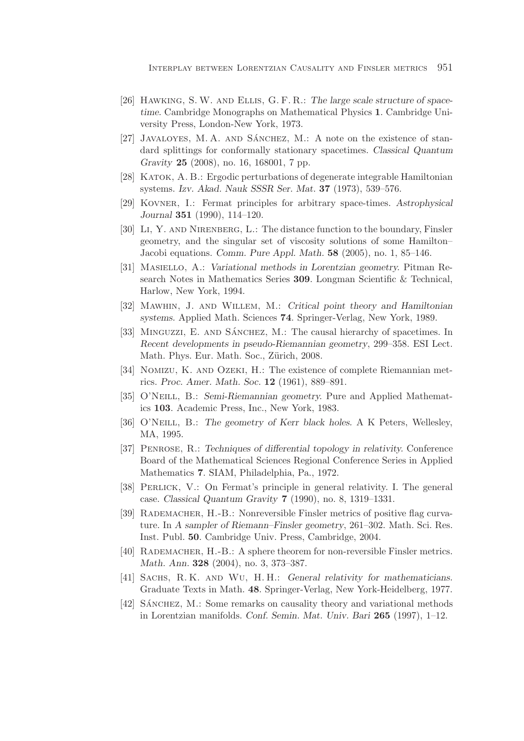[26] Hawking, S. W. and Ellis, G. F. R.: *The large scale structure of space-time*. Cambridge Monographs on Mathematical Physics **1**. Cambridge University Press, London-New York, 1973.

[27] Javaloyes, M. A. and Sánchez, M.: A note on the existence of standard splittings for conformally stationary spacetimes. *Classical Quantum Gravity* **25** (2008), no. 16, 168001, 7 pp.

[28] Katok, A. B.: Ergodic perturbations of degenerate integrable Hamiltonian systems. *Izv. Akad. Nauk SSSR Ser. Mat.* **37** (1973), 539–576.

[29] Kovner, I.: Fermat principles for arbitrary space-times. *Astrophysical Journal* **351** (1990), 114–120.

[30] Li, Y. and Nirenberg, L.: The distance function to the boundary, Finsler geometry, and the singular set of viscosity solutions of some Hamilton–Jacobi equations. *Comm. Pure Appl. Math.* **58** (2005), no. 1, 85–146.

[31] Masiello, A.: *Variational methods in Lorentzian geometry*. Pitman Research Notes in Mathematics Series **309**. Longman Scientific & Technical, Harlow, New York, 1994.

[32] Mawhin, J. and Willem, M.: *Critical point theory and Hamiltonian systems*. Applied Math. Sciences **74**. Springer-Verlag, New York, 1989.

[33] Minguzzi, E. and Sánchez, M.: The causal hierarchy of spacetimes. In *Recent developments in pseudo-Riemannian geometry*, 299–358. ESI Lect. Math. Phys. Eur. Math. Soc., Zürich, 2008.

[34] Nomizu, K. and Ozeki, H.: The existence of complete Riemannian metrics. *Proc. Amer. Math. Soc.* **12** (1961), 889–891.

[35] O'Neill, B.: *Semi-Riemannian geometry*. Pure and Applied Mathematics **103**. Academic Press, Inc., New York, 1983.

[36] O'Neill, B.: *The geometry of Kerr black holes.* A K Peters, Wellesley, MA, 1995.

[37] Penrose, R.: *Techniques of differential topology in relativity*. Conference Board of the Mathematical Sciences Regional Conference Series in Applied Mathematics **7**. SIAM, Philadelphia, Pa., 1972.

[38] Perlick, V.: On Fermat's principle in general relativity. I. The general case. *Classical Quantum Gravity* **7** (1990), no. 8, 1319–1331.

[39] Rademacher, H.-B.: Nonreversible Finsler metrics of positive flag curvature. In *A sampler of Riemann–Finsler geometry*, 261–302. Math. Sci. Res. Inst. Publ. **50**. Cambridge Univ. Press, Cambridge, 2004.

[40] Rademacher, H.-B.: A sphere theorem for non-reversible Finsler metrics. *Math. Ann.* **328** (2004), no. 3, 373–387.

[41] Sachs, R. K. and Wu, H. H.: *General relativity for mathematicians*. Graduate Texts in Math. **48**. Springer-Verlag, New York-Heidelberg, 1977.

[42] Sánchez, M.: Some remarks on causality theory and variational methods in Lorentzian manifolds. *Conf. Semin. Mat. Univ. Bari* **265** (1997), 1–12.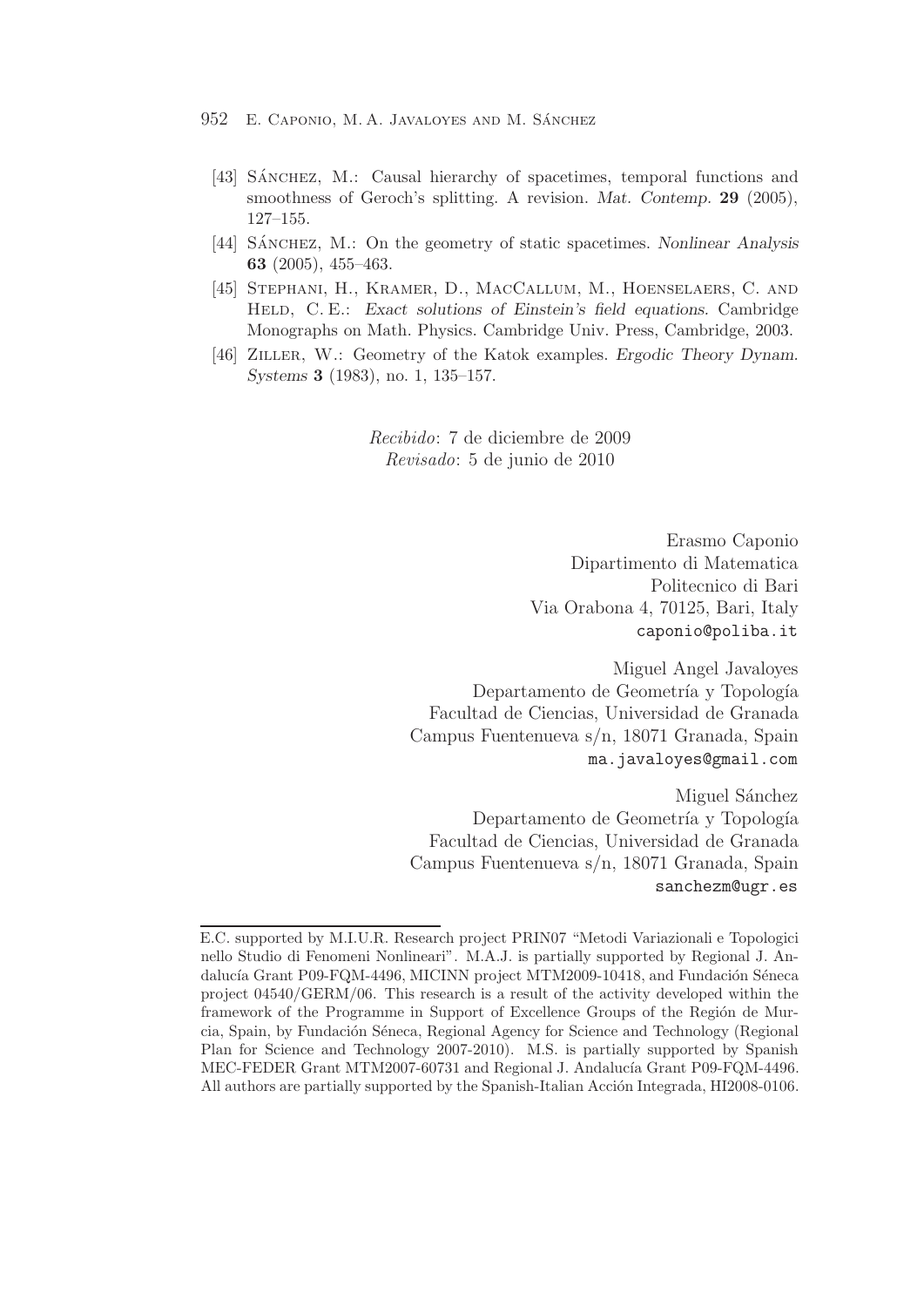[43] Sánchez, M.: Causal hierarchy of spacetimes, temporal functions and smoothness of Geroch's splitting. A revision. *Mat. Contemp.* **29** (2005), 127–155.

[44] Sánchez, M.: On the geometry of static spacetimes. *Nonlinear Analysis* **63** (2005), 455–463.

[45] Stephani, H., Kramer, D., MacCallum, M., Hoenselaers, C. and Held, C. E.: *Exact solutions of Einstein's field equations*. Cambridge Monographs on Math. Physics. Cambridge Univ. Press, Cambridge, 2003.

[46] Ziller, W.: Geometry of the Katok examples. *Ergodic Theory Dynam. Systems* **3** (1983), no. 1, 135–157.

*Recibido*: 7 de diciembre de 2009
*Revisado*: 5 de junio de 2010

Erasmo Caponio
Dipartimento di Matematica
Politecnico di Bari
Via Orabona 4, 70125, Bari, Italy
caponio@poliba.it

Miguel Angel Javaloyes
Departamento de Geometría y Topología
Facultad de Ciencias, Universidad de Granada
Campus Fuentenueva s/n, 18071 Granada, Spain
ma.javaloyes@gmail.com

Miguel Sánchez
Departamento de Geometría y Topología
Facultad de Ciencias, Universidad de Granada
Campus Fuentenueva s/n, 18071 Granada, Spain
sanchezm@ugr.es

---

E.C. supported by M.I.U.R. Research project PRIN07 "Metodi Variazionali e Topologici nello Studio di Fenomeni Nonlineari". M.A.J. is partially supported by Regional J. Andalucía Grant P09-FQM-4496, MICINN project MTM2009-10418, and Fundación Séneca project 04540/GERM/06. This research is a result of the activity developed within the framework of the Programme in Support of Excellence Groups of the Región de Murcia, Spain, by Fundación Séneca, Regional Agency for Science and Technology (Regional Plan for Science and Technology 2007-2010). M.S. is partially supported by Spanish MEC-FEDER Grant MTM2007-60731 and Regional J. Andalucía Grant P09-FQM-4496. All authors are partially supported by the Spanish-Italian Acción Integrada, HI2008-0106.